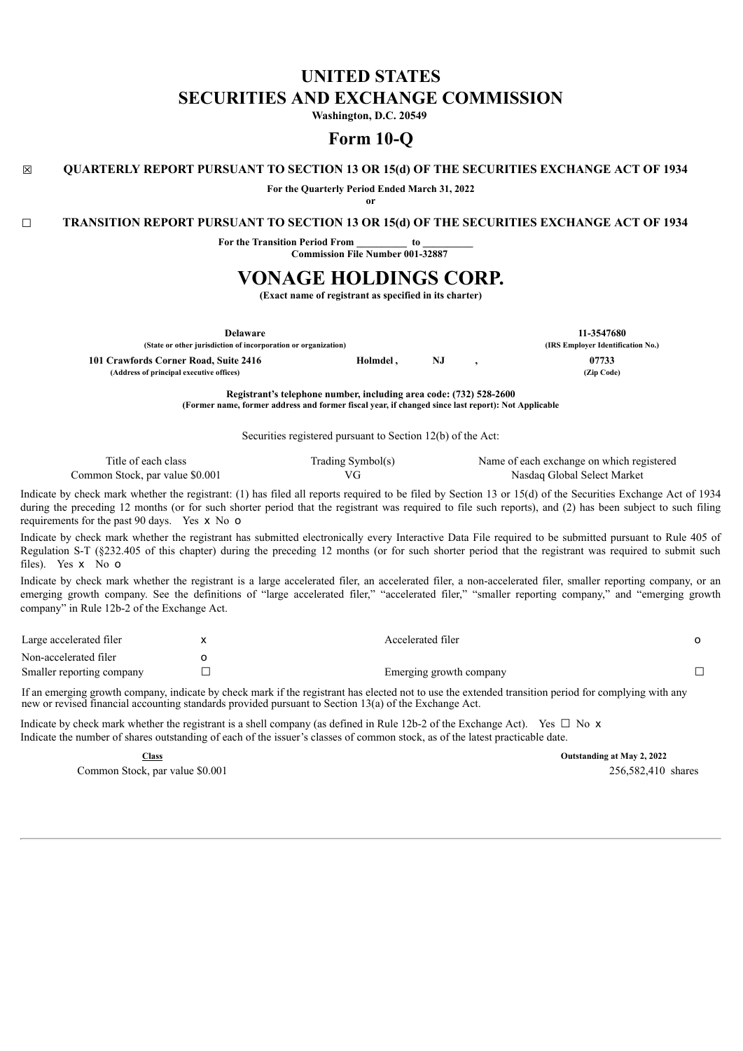# UNITED STATES
# SECURITIES AND EXCHANGE COMMISSION

**Washington, D.C. 20549**

# Form 10-Q

☒ **QUARTERLY REPORT PURSUANT TO SECTION 13 OR 15(d) OF THE SECURITIES EXCHANGE ACT OF 1934**

**For the Quarterly Period Ended March 31, 2022**

**or**

☐ **TRANSITION REPORT PURSUANT TO SECTION 13 OR 15(d) OF THE SECURITIES EXCHANGE ACT OF 1934**

**For the Transition Period From \_\_\_\_\_\_\_\_\_\_ to \_\_\_\_\_\_\_\_\_\_**

**Commission File Number 001-32887**

# VONAGE HOLDINGS CORP.

**(Exact name of registrant as specified in its charter)**

| | | | |
|---|---|---|---|
| **Delaware** | | | **11-3547680** |
| **(State or other jurisdiction of incorporation or organization)** | | | **(IRS Employer Identification No.)** |
| **101 Crawfords Corner Road, Suite 2416** | **Holmdel ,** | **NJ ,** | **07733** |
| **(Address of principal executive offices)** | | | **(Zip Code)** |

**Registrant's telephone number, including area code: (732) 528-2600**

**(Former name, former address and former fiscal year, if changed since last report): Not Applicable**

Securities registered pursuant to Section 12(b) of the Act:

| Title of each class | Trading Symbol(s) | Name of each exchange on which registered |
|---|---|---|
| Common Stock, par value $0.001 | VG | Nasdaq Global Select Market |

Indicate by check mark whether the registrant: (1) has filed all reports required to be filed by Section 13 or 15(d) of the Securities Exchange Act of 1934 during the preceding 12 months (or for such shorter period that the registrant was required to file such reports), and (2) has been subject to such filing requirements for the past 90 days. Yes x No o

Indicate by check mark whether the registrant has submitted electronically every Interactive Data File required to be submitted pursuant to Rule 405 of Regulation S-T (§232.405 of this chapter) during the preceding 12 months (or for such shorter period that the registrant was required to submit such files). Yes x No o

Indicate by check mark whether the registrant is a large accelerated filer, an accelerated filer, a non-accelerated filer, smaller reporting company, or an emerging growth company. See the definitions of "large accelerated filer," "accelerated filer," "smaller reporting company," and "emerging growth company" in Rule 12b-2 of the Exchange Act.

| | | | |
|---|---|---|---|
| Large accelerated filer | x | Accelerated filer | o |
| Non-accelerated filer | o | | |
| Smaller reporting company | ☐ | Emerging growth company | ☐ |

If an emerging growth company, indicate by check mark if the registrant has elected not to use the extended transition period for complying with any new or revised financial accounting standards provided pursuant to Section 13(a) of the Exchange Act.

Indicate by check mark whether the registrant is a shell company (as defined in Rule 12b-2 of the Exchange Act). Yes ☐ No x

Indicate the number of shares outstanding of each of the issuer's classes of common stock, as of the latest practicable date.

| **Class** | **Outstanding at May 2, 2022** |
|---|---|
| Common Stock, par value $0.001 | 256,582,410 shares |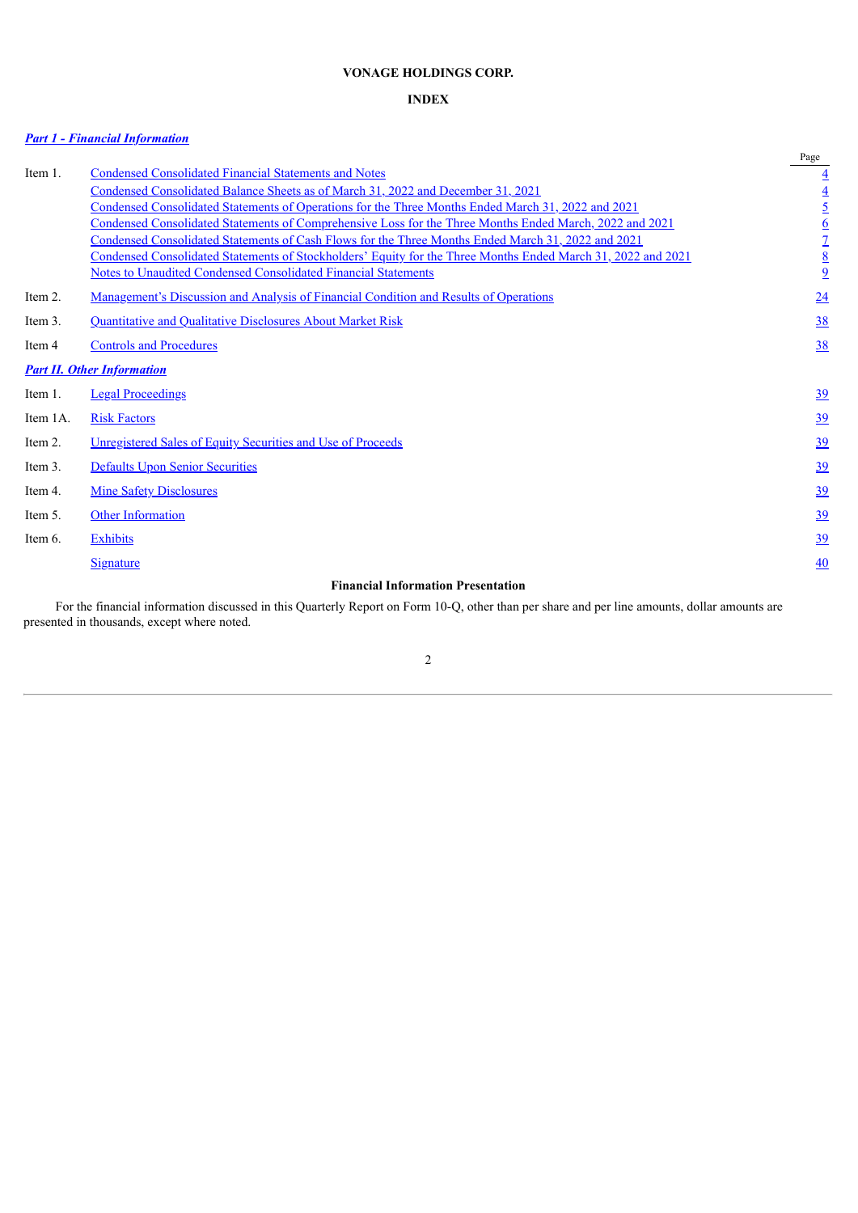**VONAGE HOLDINGS CORP.**

**INDEX**

***Part 1 - Financial Information***

| | | Page |
|---|---|---|
| Item 1. | Condensed Consolidated Financial Statements and Notes | 4 |
| | Condensed Consolidated Balance Sheets as of March 31, 2022 and December 31, 2021 | 4 |
| | Condensed Consolidated Statements of Operations for the Three Months Ended March 31, 2022 and 2021 | 5 |
| | Condensed Consolidated Statements of Comprehensive Loss for the Three Months Ended March, 2022 and 2021 | 6 |
| | Condensed Consolidated Statements of Cash Flows for the Three Months Ended March 31, 2022 and 2021 | 7 |
| | Condensed Consolidated Statements of Stockholders' Equity for the Three Months Ended March 31, 2022 and 2021 | 8 |
| | Notes to Unaudited Condensed Consolidated Financial Statements | 9 |
| Item 2. | Management's Discussion and Analysis of Financial Condition and Results of Operations | 24 |
| Item 3. | Quantitative and Qualitative Disclosures About Market Risk | 38 |
| Item 4 | Controls and Procedures | 38 |

***Part II. Other Information***

| | | |
|---|---|---|
| Item 1. | Legal Proceedings | 39 |
| Item 1A. | Risk Factors | 39 |
| Item 2. | Unregistered Sales of Equity Securities and Use of Proceeds | 39 |
| Item 3. | Defaults Upon Senior Securities | 39 |
| Item 4. | Mine Safety Disclosures | 39 |
| Item 5. | Other Information | 39 |
| Item 6. | Exhibits | 39 |
| | Signature | 40 |

**Financial Information Presentation**

For the financial information discussed in this Quarterly Report on Form 10-Q, other than per share and per line amounts, dollar amounts are presented in thousands, except where noted.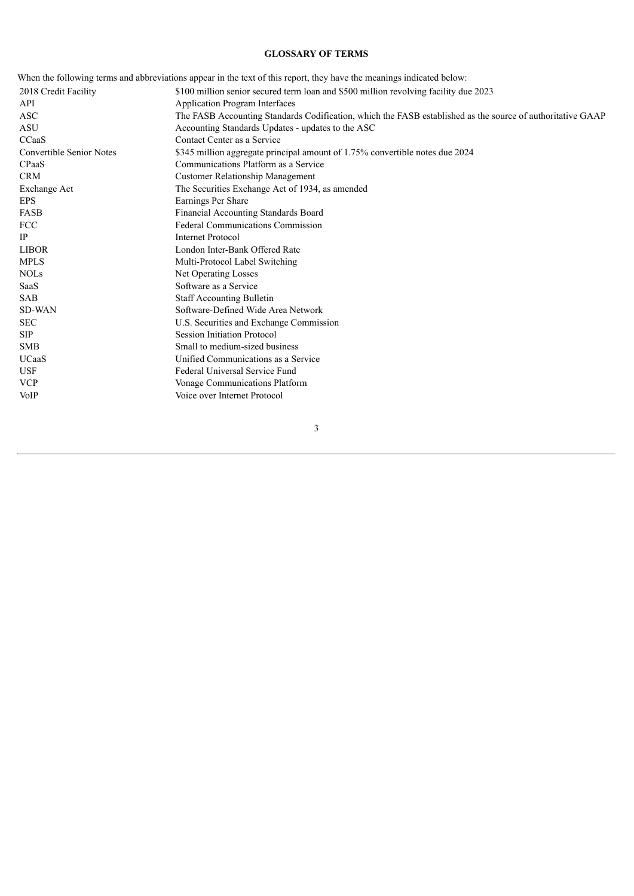## GLOSSARY OF TERMS

When the following terms and abbreviations appear in the text of this report, they have the meanings indicated below:

| | |
|---|---|
| 2018 Credit Facility | $100 million senior secured term loan and $500 million revolving facility due 2023 |
| API | Application Program Interfaces |
| ASC | The FASB Accounting Standards Codification, which the FASB established as the source of authoritative GAAP |
| ASU | Accounting Standards Updates - updates to the ASC |
| CCaaS | Contact Center as a Service |
| Convertible Senior Notes | $345 million aggregate principal amount of 1.75% convertible notes due 2024 |
| CPaaS | Communications Platform as a Service |
| CRM | Customer Relationship Management |
| Exchange Act | The Securities Exchange Act of 1934, as amended |
| EPS | Earnings Per Share |
| FASB | Financial Accounting Standards Board |
| FCC | Federal Communications Commission |
| IP | Internet Protocol |
| LIBOR | London Inter-Bank Offered Rate |
| MPLS | Multi-Protocol Label Switching |
| NOLs | Net Operating Losses |
| SaaS | Software as a Service |
| SAB | Staff Accounting Bulletin |
| SD-WAN | Software-Defined Wide Area Network |
| SEC | U.S. Securities and Exchange Commission |
| SIP | Session Initiation Protocol |
| SMB | Small to medium-sized business |
| UCaaS | Unified Communications as a Service |
| USF | Federal Universal Service Fund |
| VCP | Vonage Communications Platform |
| VoIP | Voice over Internet Protocol |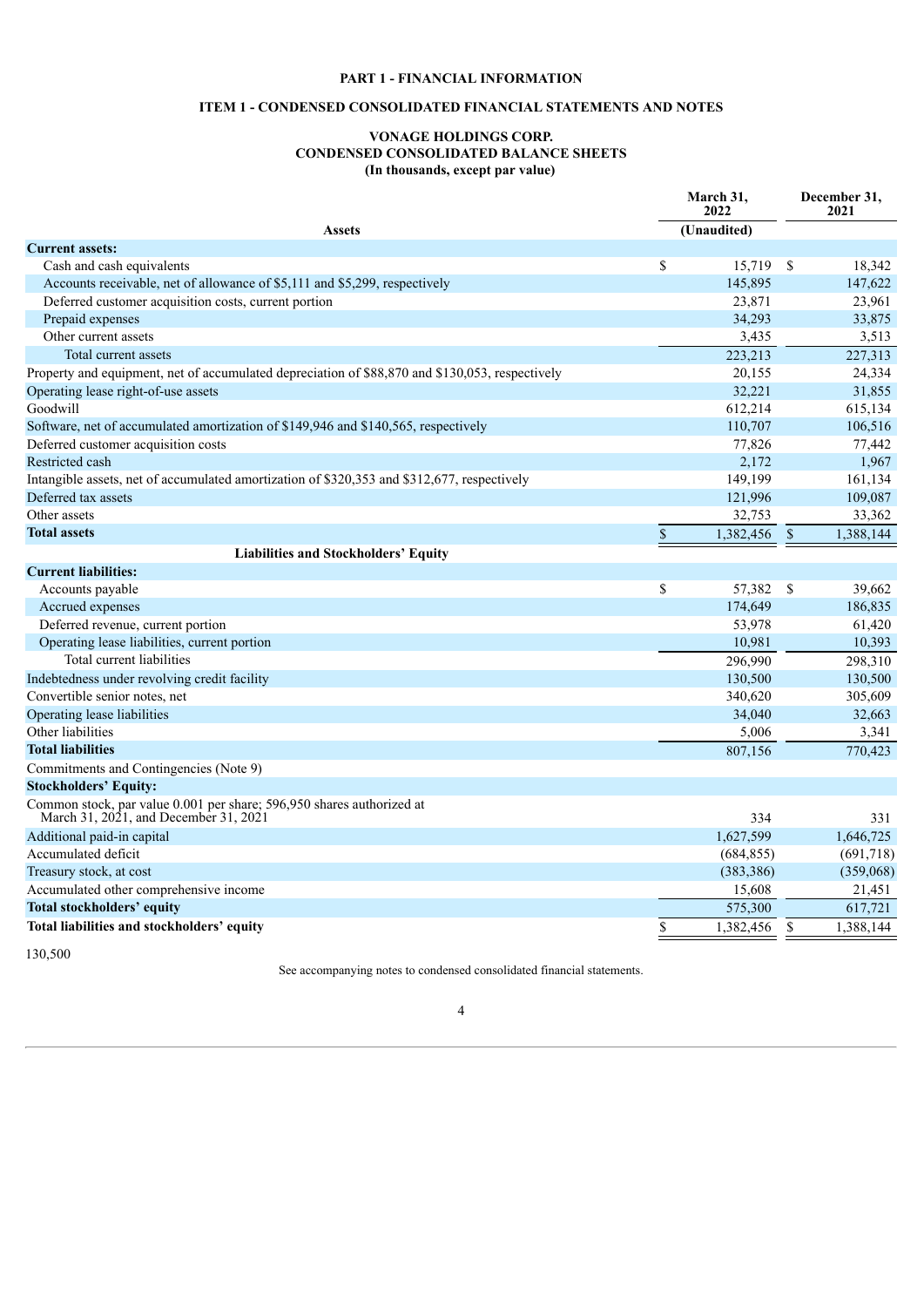**PART 1 - FINANCIAL INFORMATION**

**ITEM 1 - CONDENSED CONSOLIDATED FINANCIAL STATEMENTS AND NOTES**

**VONAGE HOLDINGS CORP.**
**CONDENSED CONSOLIDATED BALANCE SHEETS**
**(In thousands, except par value)**

| | March 31, 2022 | December 31, 2021 |
|---|---|---|
| **Assets** | (Unaudited) | |
| **Current assets:** | | |
| Cash and cash equivalents | $ 15,719 | $ 18,342 |
| Accounts receivable, net of allowance of $5,111 and $5,299, respectively | 145,895 | 147,622 |
| Deferred customer acquisition costs, current portion | 23,871 | 23,961 |
| Prepaid expenses | 34,293 | 33,875 |
| Other current assets | 3,435 | 3,513 |
| Total current assets | 223,213 | 227,313 |
| Property and equipment, net of accumulated depreciation of $88,870 and $130,053, respectively | 20,155 | 24,334 |
| Operating lease right-of-use assets | 32,221 | 31,855 |
| Goodwill | 612,214 | 615,134 |
| Software, net of accumulated amortization of $149,946 and $140,565, respectively | 110,707 | 106,516 |
| Deferred customer acquisition costs | 77,826 | 77,442 |
| Restricted cash | 2,172 | 1,967 |
| Intangible assets, net of accumulated amortization of $320,353 and $312,677, respectively | 149,199 | 161,134 |
| Deferred tax assets | 121,996 | 109,087 |
| Other assets | 32,753 | 33,362 |
| **Total assets** | $ 1,382,456 | $ 1,388,144 |
| **Liabilities and Stockholders' Equity** | | |
| **Current liabilities:** | | |
| Accounts payable | $ 57,382 | $ 39,662 |
| Accrued expenses | 174,649 | 186,835 |
| Deferred revenue, current portion | 53,978 | 61,420 |
| Operating lease liabilities, current portion | 10,981 | 10,393 |
| Total current liabilities | 296,990 | 298,310 |
| Indebtedness under revolving credit facility | 130,500 | 130,500 |
| Convertible senior notes, net | 340,620 | 305,609 |
| Operating lease liabilities | 34,040 | 32,663 |
| Other liabilities | 5,006 | 3,341 |
| **Total liabilities** | 807,156 | 770,423 |
| Commitments and Contingencies (Note 9) | | |
| **Stockholders' Equity:** | | |
| Common stock, par value 0.001 per share; 596,950 shares authorized at March 31, 2021, and December 31, 2021 | 334 | 331 |
| Additional paid-in capital | 1,627,599 | 1,646,725 |
| Accumulated deficit | (684,855) | (691,718) |
| Treasury stock, at cost | (383,386) | (359,068) |
| Accumulated other comprehensive income | 15,608 | 21,451 |
| **Total stockholders' equity** | 575,300 | 617,721 |
| **Total liabilities and stockholders' equity** | $ 1,382,456 | $ 1,388,144 |

130,500

See accompanying notes to condensed consolidated financial statements.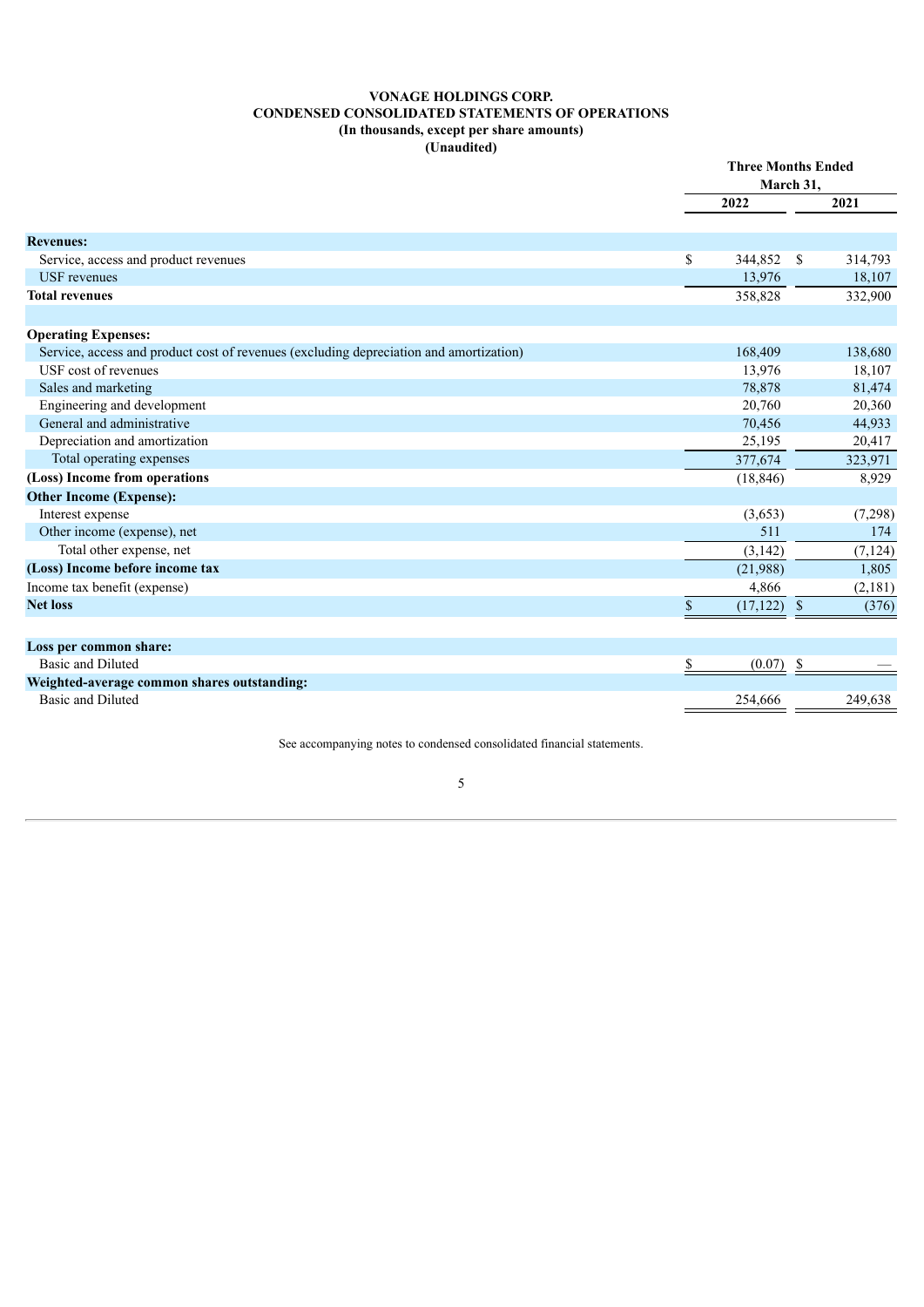# VONAGE HOLDINGS CORP.
## CONDENSED CONSOLIDATED STATEMENTS OF OPERATIONS
### (In thousands, except per share amounts)
### (Unaudited)

| | Three Months Ended March 31, | |
|---|---|---|
| | 2022 | 2021 |
| **Revenues:** | | |
| Service, access and product revenues | $ 344,852 | $ 314,793 |
| USF revenues | 13,976 | 18,107 |
| **Total revenues** | 358,828 | 332,900 |
| | | |
| **Operating Expenses:** | | |
| Service, access and product cost of revenues (excluding depreciation and amortization) | 168,409 | 138,680 |
| USF cost of revenues | 13,976 | 18,107 |
| Sales and marketing | 78,878 | 81,474 |
| Engineering and development | 20,760 | 20,360 |
| General and administrative | 70,456 | 44,933 |
| Depreciation and amortization | 25,195 | 20,417 |
| Total operating expenses | 377,674 | 323,971 |
| **(Loss) Income from operations** | (18,846) | 8,929 |
| **Other Income (Expense):** | | |
| Interest expense | (3,653) | (7,298) |
| Other income (expense), net | 511 | 174 |
| Total other expense, net | (3,142) | (7,124) |
| **(Loss) Income before income tax** | (21,988) | 1,805 |
| Income tax benefit (expense) | 4,866 | (2,181) |
| **Net loss** | $ (17,122) | $ (376) |
| | | |
| **Loss per common share:** | | |
| Basic and Diluted | $ (0.07) | $ — |
| **Weighted-average common shares outstanding:** | | |
| Basic and Diluted | 254,666 | 249,638 |

See accompanying notes to condensed consolidated financial statements.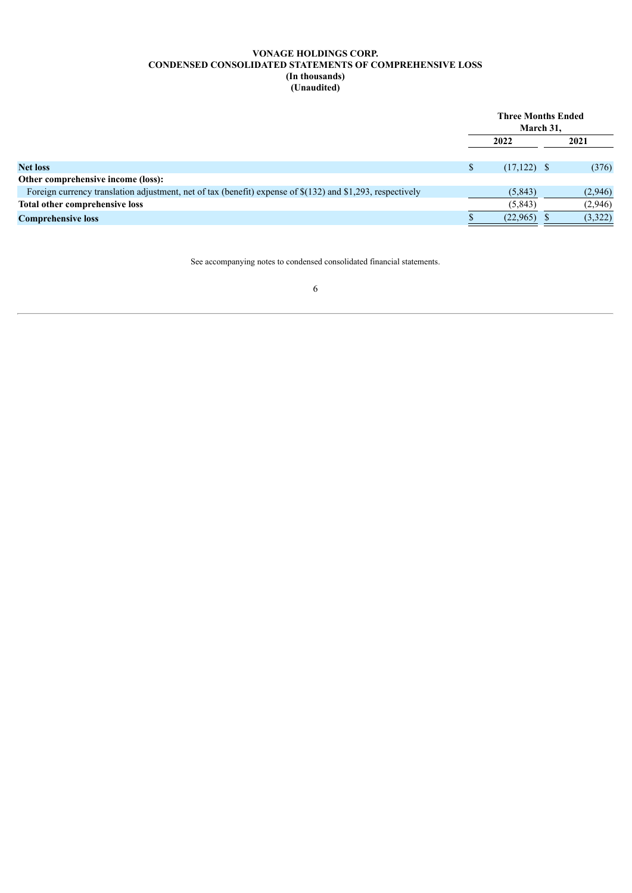**VONAGE HOLDINGS CORP.**
**CONDENSED CONSOLIDATED STATEMENTS OF COMPREHENSIVE LOSS**
**(In thousands)**
**(Unaudited)**

| | Three Months Ended March 31, | |
|---|---|---|
| | 2022 | 2021 |
| **Net loss** | $ (17,122) | $ (376) |
| **Other comprehensive income (loss):** | | |
| Foreign currency translation adjustment, net of tax (benefit) expense of $(132) and $1,293, respectively | (5,843) | (2,946) |
| **Total other comprehensive loss** | (5,843) | (2,946) |
| **Comprehensive loss** | $ (22,965) | $ (3,322) |

See accompanying notes to condensed consolidated financial statements.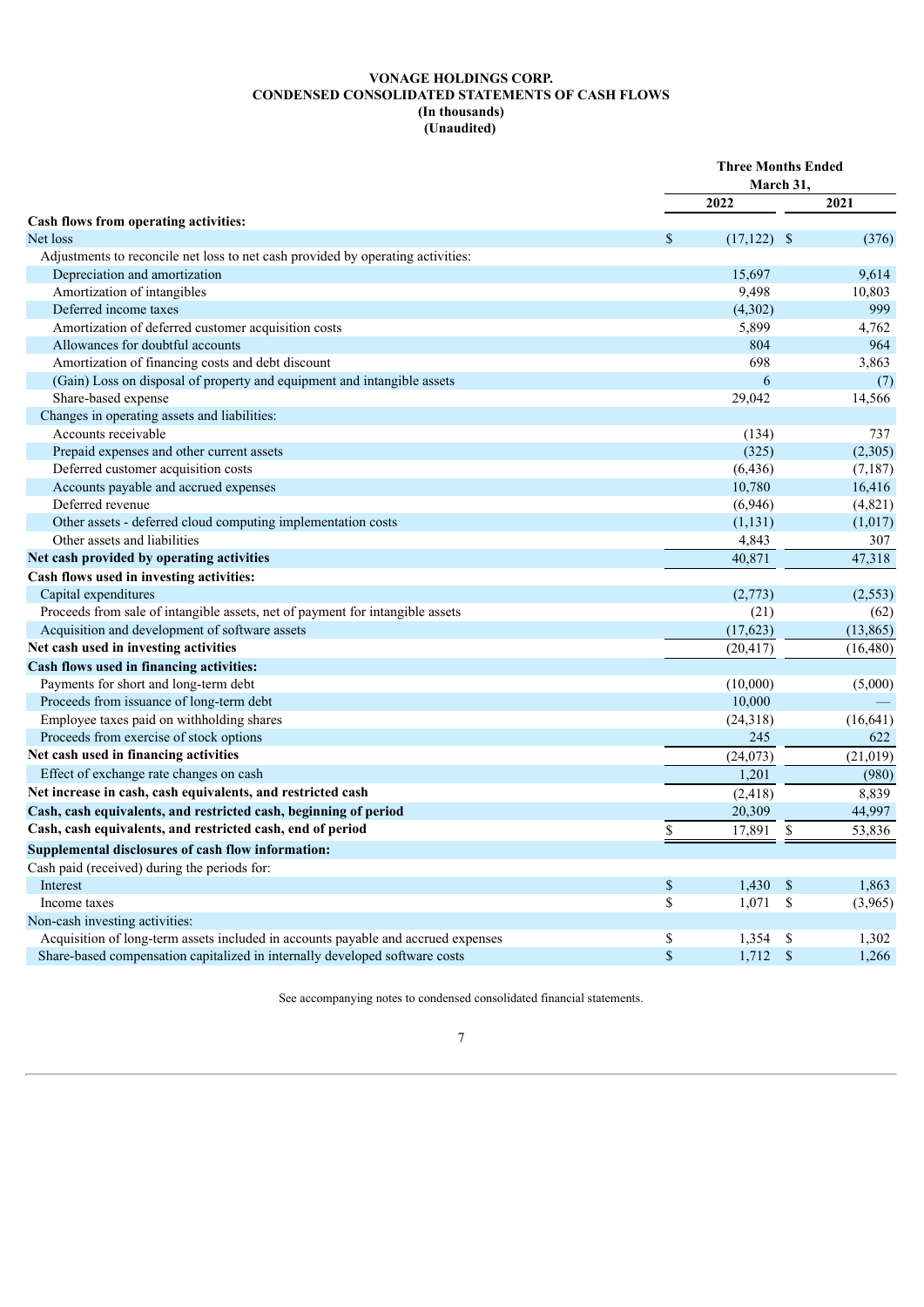**VONAGE HOLDINGS CORP.**
**CONDENSED CONSOLIDATED STATEMENTS OF CASH FLOWS**
**(In thousands)**
**(Unaudited)**

| | Three Months Ended March 31, | |
|---|---|---|
| | 2022 | 2021 |
| **Cash flows from operating activities:** | | |
| Net loss | $ (17,122) | $ (376) |
| Adjustments to reconcile net loss to net cash provided by operating activities: | | |
| Depreciation and amortization | 15,697 | 9,614 |
| Amortization of intangibles | 9,498 | 10,803 |
| Deferred income taxes | (4,302) | 999 |
| Amortization of deferred customer acquisition costs | 5,899 | 4,762 |
| Allowances for doubtful accounts | 804 | 964 |
| Amortization of financing costs and debt discount | 698 | 3,863 |
| (Gain) Loss on disposal of property and equipment and intangible assets | 6 | (7) |
| Share-based expense | 29,042 | 14,566 |
| Changes in operating assets and liabilities: | | |
| Accounts receivable | (134) | 737 |
| Prepaid expenses and other current assets | (325) | (2,305) |
| Deferred customer acquisition costs | (6,436) | (7,187) |
| Accounts payable and accrued expenses | 10,780 | 16,416 |
| Deferred revenue | (6,946) | (4,821) |
| Other assets - deferred cloud computing implementation costs | (1,131) | (1,017) |
| Other assets and liabilities | 4,843 | 307 |
| **Net cash provided by operating activities** | 40,871 | 47,318 |
| **Cash flows used in investing activities:** | | |
| Capital expenditures | (2,773) | (2,553) |
| Proceeds from sale of intangible assets, net of payment for intangible assets | (21) | (62) |
| Acquisition and development of software assets | (17,623) | (13,865) |
| **Net cash used in investing activities** | (20,417) | (16,480) |
| **Cash flows used in financing activities:** | | |
| Payments for short and long-term debt | (10,000) | (5,000) |
| Proceeds from issuance of long-term debt | 10,000 | — |
| Employee taxes paid on withholding shares | (24,318) | (16,641) |
| Proceeds from exercise of stock options | 245 | 622 |
| **Net cash used in financing activities** | (24,073) | (21,019) |
| Effect of exchange rate changes on cash | 1,201 | (980) |
| **Net increase in cash, cash equivalents, and restricted cash** | (2,418) | 8,839 |
| **Cash, cash equivalents, and restricted cash, beginning of period** | 20,309 | 44,997 |
| **Cash, cash equivalents, and restricted cash, end of period** | $ 17,891 | $ 53,836 |
| **Supplemental disclosures of cash flow information:** | | |
| Cash paid (received) during the periods for: | | |
| Interest | $ 1,430 | $ 1,863 |
| Income taxes | $ 1,071 | $ (3,965) |
| Non-cash investing activities: | | |
| Acquisition of long-term assets included in accounts payable and accrued expenses | $ 1,354 | $ 1,302 |
| Share-based compensation capitalized in internally developed software costs | $ 1,712 | $ 1,266 |

See accompanying notes to condensed consolidated financial statements.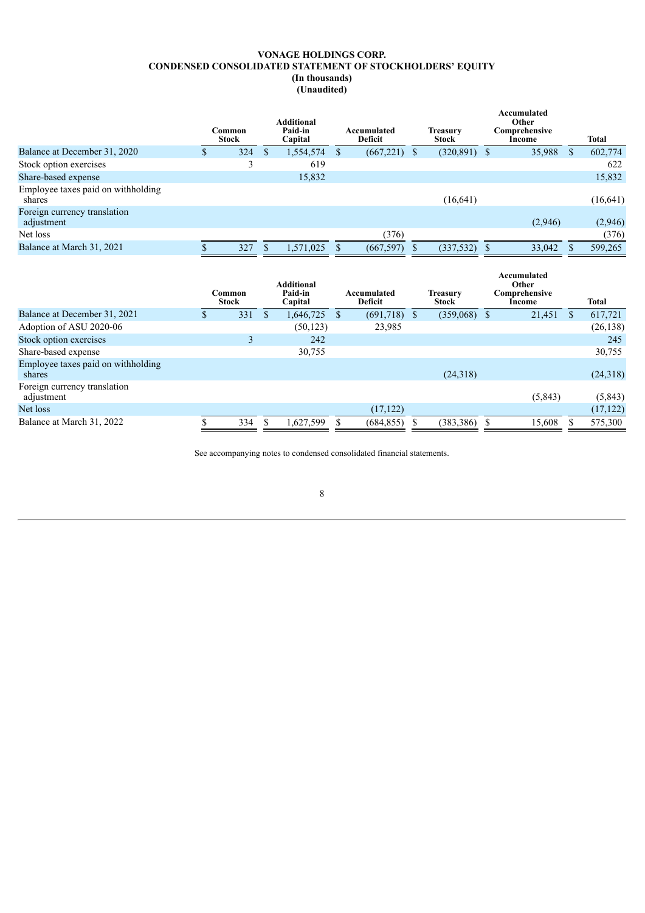**VONAGE HOLDINGS CORP.**
**CONDENSED CONSOLIDATED STATEMENT OF STOCKHOLDERS' EQUITY**
**(In thousands)**
**(Unaudited)**

| | Common Stock | Additional Paid-in Capital | Accumulated Deficit | Treasury Stock | Accumulated Other Comprehensive Income | Total |
|---|---|---|---|---|---|---|
| Balance at December 31, 2020 | $ 324 | $ 1,554,574 | $ (667,221) | $ (320,891) | $ 35,988 | $ 602,774 |
| Stock option exercises | 3 | 619 | | | | 622 |
| Share-based expense | | 15,832 | | | | 15,832 |
| Employee taxes paid on withholding shares | | | | (16,641) | | (16,641) |
| Foreign currency translation adjustment | | | | | (2,946) | (2,946) |
| Net loss | | | (376) | | | (376) |
| Balance at March 31, 2021 | $ 327 | $ 1,571,025 | $ (667,597) | $ (337,532) | $ 33,042 | $ 599,265 |

| | Common Stock | Additional Paid-in Capital | Accumulated Deficit | Treasury Stock | Accumulated Other Comprehensive Income | Total |
|---|---|---|---|---|---|---|
| Balance at December 31, 2021 | $ 331 | $ 1,646,725 | $ (691,718) | $ (359,068) | $ 21,451 | $ 617,721 |
| Adoption of ASU 2020-06 | | (50,123) | 23,985 | | | (26,138) |
| Stock option exercises | 3 | 242 | | | | 245 |
| Share-based expense | | 30,755 | | | | 30,755 |
| Employee taxes paid on withholding shares | | | | (24,318) | | (24,318) |
| Foreign currency translation adjustment | | | | | (5,843) | (5,843) |
| Net loss | | | (17,122) | | | (17,122) |
| Balance at March 31, 2022 | $ 334 | $ 1,627,599 | $ (684,855) | $ (383,386) | $ 15,608 | $ 575,300 |

See accompanying notes to condensed consolidated financial statements.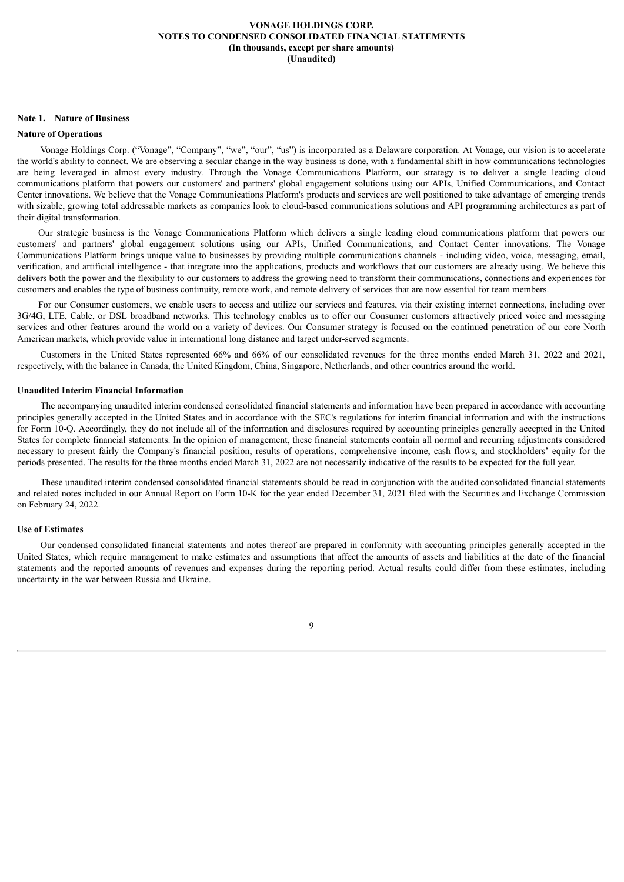**VONAGE HOLDINGS CORP.**
**NOTES TO CONDENSED CONSOLIDATED FINANCIAL STATEMENTS**
**(In thousands, except per share amounts)**
**(Unaudited)**

**Note 1. Nature of Business**

**Nature of Operations**

Vonage Holdings Corp. ("Vonage", "Company", "we", "our", "us") is incorporated as a Delaware corporation. At Vonage, our vision is to accelerate the world's ability to connect. We are observing a secular change in the way business is done, with a fundamental shift in how communications technologies are being leveraged in almost every industry. Through the Vonage Communications Platform, our strategy is to deliver a single leading cloud communications platform that powers our customers' and partners' global engagement solutions using our APIs, Unified Communications, and Contact Center innovations. We believe that the Vonage Communications Platform's products and services are well positioned to take advantage of emerging trends with sizable, growing total addressable markets as companies look to cloud-based communications solutions and API programming architectures as part of their digital transformation.

Our strategic business is the Vonage Communications Platform which delivers a single leading cloud communications platform that powers our customers' and partners' global engagement solutions using our APIs, Unified Communications, and Contact Center innovations. The Vonage Communications Platform brings unique value to businesses by providing multiple communications channels - including video, voice, messaging, email, verification, and artificial intelligence - that integrate into the applications, products and workflows that our customers are already using. We believe this delivers both the power and the flexibility to our customers to address the growing need to transform their communications, connections and experiences for customers and enables the type of business continuity, remote work, and remote delivery of services that are now essential for team members.

For our Consumer customers, we enable users to access and utilize our services and features, via their existing internet connections, including over 3G/4G, LTE, Cable, or DSL broadband networks. This technology enables us to offer our Consumer customers attractively priced voice and messaging services and other features around the world on a variety of devices. Our Consumer strategy is focused on the continued penetration of our core North American markets, which provide value in international long distance and target under-served segments.

Customers in the United States represented 66% and 66% of our consolidated revenues for the three months ended March 31, 2022 and 2021, respectively, with the balance in Canada, the United Kingdom, China, Singapore, Netherlands, and other countries around the world.

**Unaudited Interim Financial Information**

The accompanying unaudited interim condensed consolidated financial statements and information have been prepared in accordance with accounting principles generally accepted in the United States and in accordance with the SEC's regulations for interim financial information and with the instructions for Form 10-Q. Accordingly, they do not include all of the information and disclosures required by accounting principles generally accepted in the United States for complete financial statements. In the opinion of management, these financial statements contain all normal and recurring adjustments considered necessary to present fairly the Company's financial position, results of operations, comprehensive income, cash flows, and stockholders' equity for the periods presented. The results for the three months ended March 31, 2022 are not necessarily indicative of the results to be expected for the full year.

These unaudited interim condensed consolidated financial statements should be read in conjunction with the audited consolidated financial statements and related notes included in our Annual Report on Form 10-K for the year ended December 31, 2021 filed with the Securities and Exchange Commission on February 24, 2022.

**Use of Estimates**

Our condensed consolidated financial statements and notes thereof are prepared in conformity with accounting principles generally accepted in the United States, which require management to make estimates and assumptions that affect the amounts of assets and liabilities at the date of the financial statements and the reported amounts of revenues and expenses during the reporting period. Actual results could differ from these estimates, including uncertainty in the war between Russia and Ukraine.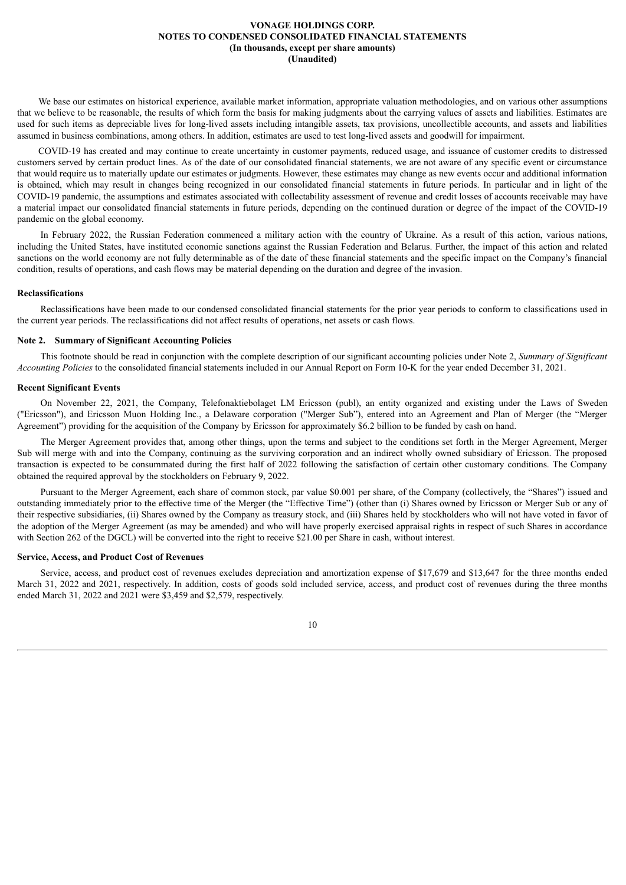We base our estimates on historical experience, available market information, appropriate valuation methodologies, and on various other assumptions that we believe to be reasonable, the results of which form the basis for making judgments about the carrying values of assets and liabilities. Estimates are used for such items as depreciable lives for long-lived assets including intangible assets, tax provisions, uncollectible accounts, and assets and liabilities assumed in business combinations, among others. In addition, estimates are used to test long-lived assets and goodwill for impairment.

COVID-19 has created and may continue to create uncertainty in customer payments, reduced usage, and issuance of customer credits to distressed customers served by certain product lines. As of the date of our consolidated financial statements, we are not aware of any specific event or circumstance that would require us to materially update our estimates or judgments. However, these estimates may change as new events occur and additional information is obtained, which may result in changes being recognized in our consolidated financial statements in future periods. In particular and in light of the COVID-19 pandemic, the assumptions and estimates associated with collectability assessment of revenue and credit losses of accounts receivable may have a material impact our consolidated financial statements in future periods, depending on the continued duration or degree of the impact of the COVID-19 pandemic on the global economy.

In February 2022, the Russian Federation commenced a military action with the country of Ukraine. As a result of this action, various nations, including the United States, have instituted economic sanctions against the Russian Federation and Belarus. Further, the impact of this action and related sanctions on the world economy are not fully determinable as of the date of these financial statements and the specific impact on the Company's financial condition, results of operations, and cash flows may be material depending on the duration and degree of the invasion.

**Reclassifications**

Reclassifications have been made to our condensed consolidated financial statements for the prior year periods to conform to classifications used in the current year periods. The reclassifications did not affect results of operations, net assets or cash flows.

## Note 2. Summary of Significant Accounting Policies

This footnote should be read in conjunction with the complete description of our significant accounting policies under Note 2, *Summary of Significant Accounting Policies* to the consolidated financial statements included in our Annual Report on Form 10-K for the year ended December 31, 2021.

**Recent Significant Events**

On November 22, 2021, the Company, Telefonaktiebolaget LM Ericsson (publ), an entity organized and existing under the Laws of Sweden ("Ericsson"), and Ericsson Muon Holding Inc., a Delaware corporation ("Merger Sub"), entered into an Agreement and Plan of Merger (the "Merger Agreement") providing for the acquisition of the Company by Ericsson for approximately $6.2 billion to be funded by cash on hand.

The Merger Agreement provides that, among other things, upon the terms and subject to the conditions set forth in the Merger Agreement, Merger Sub will merge with and into the Company, continuing as the surviving corporation and an indirect wholly owned subsidiary of Ericsson. The proposed transaction is expected to be consummated during the first half of 2022 following the satisfaction of certain other customary conditions. The Company obtained the required approval by the stockholders on February 9, 2022.

Pursuant to the Merger Agreement, each share of common stock, par value $0.001 per share, of the Company (collectively, the "Shares") issued and outstanding immediately prior to the effective time of the Merger (the "Effective Time") (other than (i) Shares owned by Ericsson or Merger Sub or any of their respective subsidiaries, (ii) Shares owned by the Company as treasury stock, and (iii) Shares held by stockholders who will not have voted in favor of the adoption of the Merger Agreement (as may be amended) and who will have properly exercised appraisal rights in respect of such Shares in accordance with Section 262 of the DGCL) will be converted into the right to receive $21.00 per Share in cash, without interest.

**Service, Access, and Product Cost of Revenues**

Service, access, and product cost of revenues excludes depreciation and amortization expense of $17,679 and $13,647 for the three months ended March 31, 2022 and 2021, respectively. In addition, costs of goods sold included service, access, and product cost of revenues during the three months ended March 31, 2022 and 2021 were $3,459 and $2,579, respectively.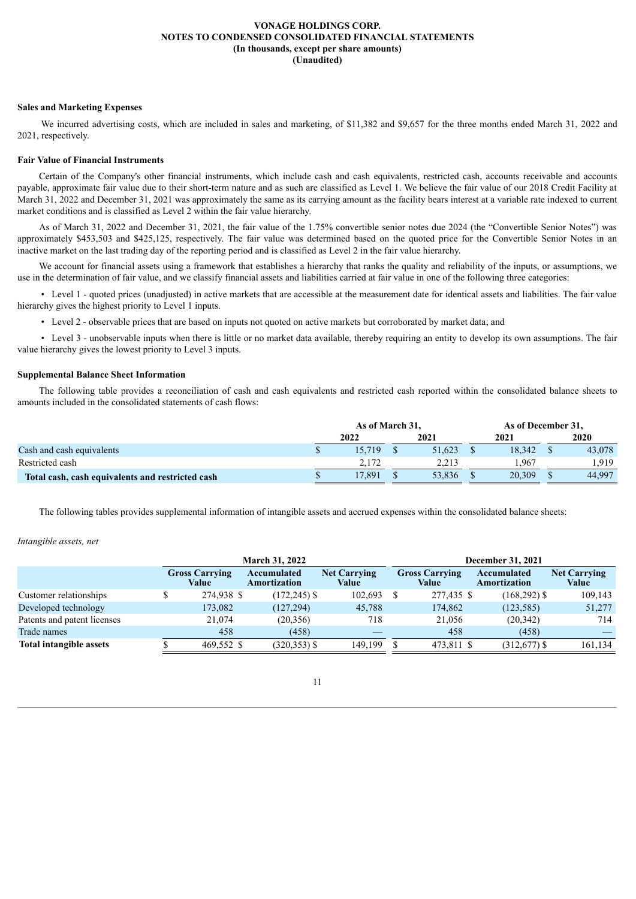**VONAGE HOLDINGS CORP.**
**NOTES TO CONDENSED CONSOLIDATED FINANCIAL STATEMENTS**
**(In thousands, except per share amounts)**
**(Unaudited)**

**Sales and Marketing Expenses**

We incurred advertising costs, which are included in sales and marketing, of $11,382 and $9,657 for the three months ended March 31, 2022 and 2021, respectively.

**Fair Value of Financial Instruments**

Certain of the Company's other financial instruments, which include cash and cash equivalents, restricted cash, accounts receivable and accounts payable, approximate fair value due to their short-term nature and as such are classified as Level 1. We believe the fair value of our 2018 Credit Facility at March 31, 2022 and December 31, 2021 was approximately the same as its carrying amount as the facility bears interest at a variable rate indexed to current market conditions and is classified as Level 2 within the fair value hierarchy.

As of March 31, 2022 and December 31, 2021, the fair value of the 1.75% convertible senior notes due 2024 (the "Convertible Senior Notes") was approximately $453,503 and $425,125, respectively. The fair value was determined based on the quoted price for the Convertible Senior Notes in an inactive market on the last trading day of the reporting period and is classified as Level 2 in the fair value hierarchy.

We account for financial assets using a framework that establishes a hierarchy that ranks the quality and reliability of the inputs, or assumptions, we use in the determination of fair value, and we classify financial assets and liabilities carried at fair value in one of the following three categories:

- Level 1 - quoted prices (unadjusted) in active markets that are accessible at the measurement date for identical assets and liabilities. The fair value hierarchy gives the highest priority to Level 1 inputs.
- Level 2 - observable prices that are based on inputs not quoted on active markets but corroborated by market data; and
- Level 3 - unobservable inputs when there is little or no market data available, thereby requiring an entity to develop its own assumptions. The fair value hierarchy gives the lowest priority to Level 3 inputs.

**Supplemental Balance Sheet Information**

The following table provides a reconciliation of cash and cash equivalents and restricted cash reported within the consolidated balance sheets to amounts included in the consolidated statements of cash flows:

| | As of March 31, | | As of December 31, | |
|---|---|---|---|---|
| | 2022 | 2021 | 2021 | 2020 |
| Cash and cash equivalents | $ 15,719 | $ 51,623 | $ 18,342 | $ 43,078 |
| Restricted cash | 2,172 | 2,213 | 1,967 | 1,919 |
| **Total cash, cash equivalents and restricted cash** | $ 17,891 | $ 53,836 | $ 20,309 | $ 44,997 |

The following tables provides supplemental information of intangible assets and accrued expenses within the consolidated balance sheets:

*Intangible assets, net*

| | March 31, 2022 | | | December 31, 2021 | | |
|---|---|---|---|---|---|---|
| | Gross Carrying Value | Accumulated Amortization | Net Carrying Value | Gross Carrying Value | Accumulated Amortization | Net Carrying Value |
| Customer relationships | $ 274,938 | $ (172,245) | $ 102,693 | $ 277,435 | $ (168,292) | $ 109,143 |
| Developed technology | 173,082 | (127,294) | 45,788 | 174,862 | (123,585) | 51,277 |
| Patents and patent licenses | 21,074 | (20,356) | 718 | 21,056 | (20,342) | 714 |
| Trade names | 458 | (458) | — | 458 | (458) | — |
| **Total intangible assets** | $ 469,552 | $ (320,353) | $ 149,199 | $ 473,811 | $ (312,677) | $ 161,134 |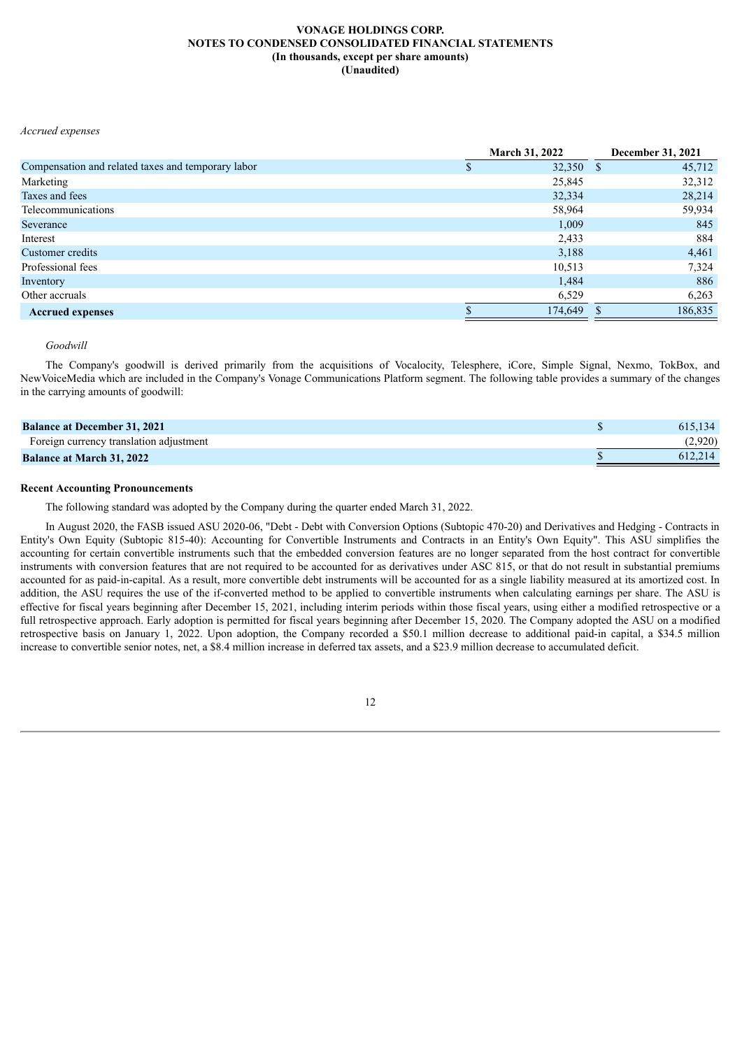*Accrued expenses*

| | March 31, 2022 | December 31, 2021 |
|---|---|---|
| Compensation and related taxes and temporary labor | $ 32,350 | $ 45,712 |
| Marketing | 25,845 | 32,312 |
| Taxes and fees | 32,334 | 28,214 |
| Telecommunications | 58,964 | 59,934 |
| Severance | 1,009 | 845 |
| Interest | 2,433 | 884 |
| Customer credits | 3,188 | 4,461 |
| Professional fees | 10,513 | 7,324 |
| Inventory | 1,484 | 886 |
| Other accruals | 6,529 | 6,263 |
| **Accrued expenses** | $ 174,649 | $ 186,835 |

*Goodwill*

The Company's goodwill is derived primarily from the acquisitions of Vocalocity, Telesphere, iCore, Simple Signal, Nexmo, TokBox, and NewVoiceMedia which are included in the Company's Vonage Communications Platform segment. The following table provides a summary of the changes in the carrying amounts of goodwill:

| | |
|---|---|
| **Balance at December 31, 2021** | $ 615,134 |
| Foreign currency translation adjustment | (2,920) |
| **Balance at March 31, 2022** | $ 612,214 |

**Recent Accounting Pronouncements**

The following standard was adopted by the Company during the quarter ended March 31, 2022.

In August 2020, the FASB issued ASU 2020-06, "Debt - Debt with Conversion Options (Subtopic 470-20) and Derivatives and Hedging - Contracts in Entity's Own Equity (Subtopic 815-40): Accounting for Convertible Instruments and Contracts in an Entity's Own Equity". This ASU simplifies the accounting for certain convertible instruments such that the embedded conversion features are no longer separated from the host contract for convertible instruments with conversion features that are not required to be accounted for as derivatives under ASC 815, or that do not result in substantial premiums accounted for as paid-in-capital. As a result, more convertible debt instruments will be accounted for as a single liability measured at its amortized cost. In addition, the ASU requires the use of the if-converted method to be applied to convertible instruments when calculating earnings per share. The ASU is effective for fiscal years beginning after December 15, 2021, including interim periods within those fiscal years, using either a modified retrospective or a full retrospective approach. Early adoption is permitted for fiscal years beginning after December 15, 2020. The Company adopted the ASU on a modified retrospective basis on January 1, 2022. Upon adoption, the Company recorded a \$50.1 million decrease to additional paid-in capital, a \$34.5 million increase to convertible senior notes, net, a \$8.4 million increase in deferred tax assets, and a \$23.9 million decrease to accumulated deficit.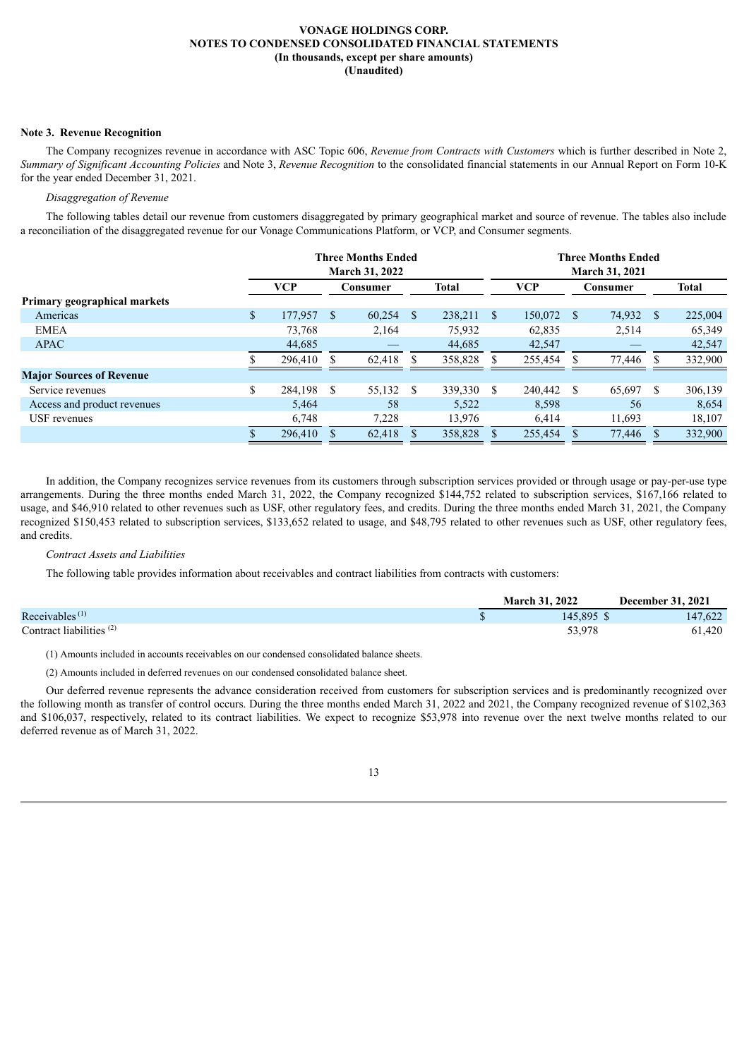**VONAGE HOLDINGS CORP.**
**NOTES TO CONDENSED CONSOLIDATED FINANCIAL STATEMENTS**
**(In thousands, except per share amounts)**
**(Unaudited)**

**Note 3. Revenue Recognition**

The Company recognizes revenue in accordance with ASC Topic 606, *Revenue from Contracts with Customers* which is further described in Note 2, *Summary of Significant Accounting Policies* and Note 3, *Revenue Recognition* to the consolidated financial statements in our Annual Report on Form 10-K for the year ended December 31, 2021.

*Disaggregation of Revenue*

The following tables detail our revenue from customers disaggregated by primary geographical market and source of revenue. The tables also include a reconciliation of the disaggregated revenue for our Vonage Communications Platform, or VCP, and Consumer segments.

| | Three Months Ended March 31, 2022 | | | Three Months Ended March 31, 2021 | | |
|---|---|---|---|---|---|---|
| | **VCP** | **Consumer** | **Total** | **VCP** | **Consumer** | **Total** |
| **Primary geographical markets** | | | | | | |
| Americas | $ 177,957 | $ 60,254 | $ 238,211 | $ 150,072 | $ 74,932 | $ 225,004 |
| EMEA | 73,768 | 2,164 | 75,932 | 62,835 | 2,514 | 65,349 |
| APAC | 44,685 | — | 44,685 | 42,547 | — | 42,547 |
| | $ 296,410 | $ 62,418 | $ 358,828 | $ 255,454 | $ 77,446 | $ 332,900 |
| **Major Sources of Revenue** | | | | | | |
| Service revenues | $ 284,198 | $ 55,132 | $ 339,330 | $ 240,442 | $ 65,697 | $ 306,139 |
| Access and product revenues | 5,464 | 58 | 5,522 | 8,598 | 56 | 8,654 |
| USF revenues | 6,748 | 7,228 | 13,976 | 6,414 | 11,693 | 18,107 |
| | $ 296,410 | $ 62,418 | $ 358,828 | $ 255,454 | $ 77,446 | $ 332,900 |

In addition, the Company recognizes service revenues from its customers through subscription services provided or through usage or pay-per-use type arrangements. During the three months ended March 31, 2022, the Company recognized $144,752 related to subscription services, $167,166 related to usage, and $46,910 related to other revenues such as USF, other regulatory fees, and credits. During the three months ended March 31, 2021, the Company recognized $150,453 related to subscription services, $133,652 related to usage, and $48,795 related to other revenues such as USF, other regulatory fees, and credits.

*Contract Assets and Liabilities*

The following table provides information about receivables and contract liabilities from contracts with customers:

| | March 31, 2022 | December 31, 2021 |
|---|---|---|
| Receivables [1] | $ 145,895 | $ 147,622 |
| Contract liabilities [2] | 53,978 | 61,420 |

(1) Amounts included in accounts receivables on our condensed consolidated balance sheets.

(2) Amounts included in deferred revenues on our condensed consolidated balance sheet.

Our deferred revenue represents the advance consideration received from customers for subscription services and is predominantly recognized over the following month as transfer of control occurs. During the three months ended March 31, 2022 and 2021, the Company recognized revenue of $102,363 and $106,037, respectively, related to its contract liabilities. We expect to recognize $53,978 into revenue over the next twelve months related to our deferred revenue as of March 31, 2022.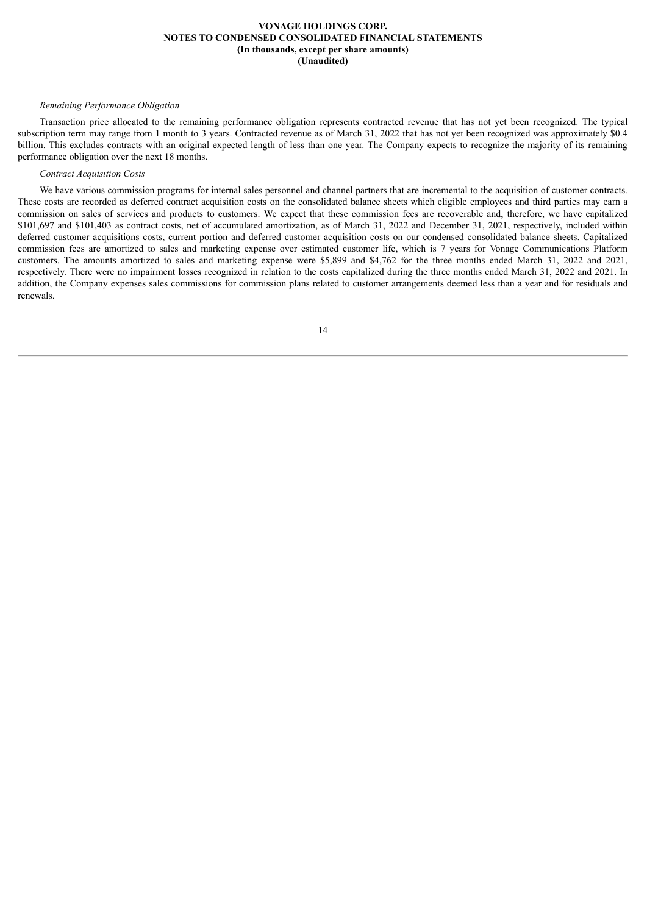*Remaining Performance Obligation*

Transaction price allocated to the remaining performance obligation represents contracted revenue that has not yet been recognized. The typical subscription term may range from 1 month to 3 years. Contracted revenue as of March 31, 2022 that has not yet been recognized was approximately $0.4 billion. This excludes contracts with an original expected length of less than one year. The Company expects to recognize the majority of its remaining performance obligation over the next 18 months.

*Contract Acquisition Costs*

We have various commission programs for internal sales personnel and channel partners that are incremental to the acquisition of customer contracts. These costs are recorded as deferred contract acquisition costs on the consolidated balance sheets which eligible employees and third parties may earn a commission on sales of services and products to customers. We expect that these commission fees are recoverable and, therefore, we have capitalized $101,697 and $101,403 as contract costs, net of accumulated amortization, as of March 31, 2022 and December 31, 2021, respectively, included within deferred customer acquisitions costs, current portion and deferred customer acquisition costs on our condensed consolidated balance sheets. Capitalized commission fees are amortized to sales and marketing expense over estimated customer life, which is 7 years for Vonage Communications Platform customers. The amounts amortized to sales and marketing expense were $5,899 and $4,762 for the three months ended March 31, 2022 and 2021, respectively. There were no impairment losses recognized in relation to the costs capitalized during the three months ended March 31, 2022 and 2021. In addition, the Company expenses sales commissions for commission plans related to customer arrangements deemed less than a year and for residuals and renewals.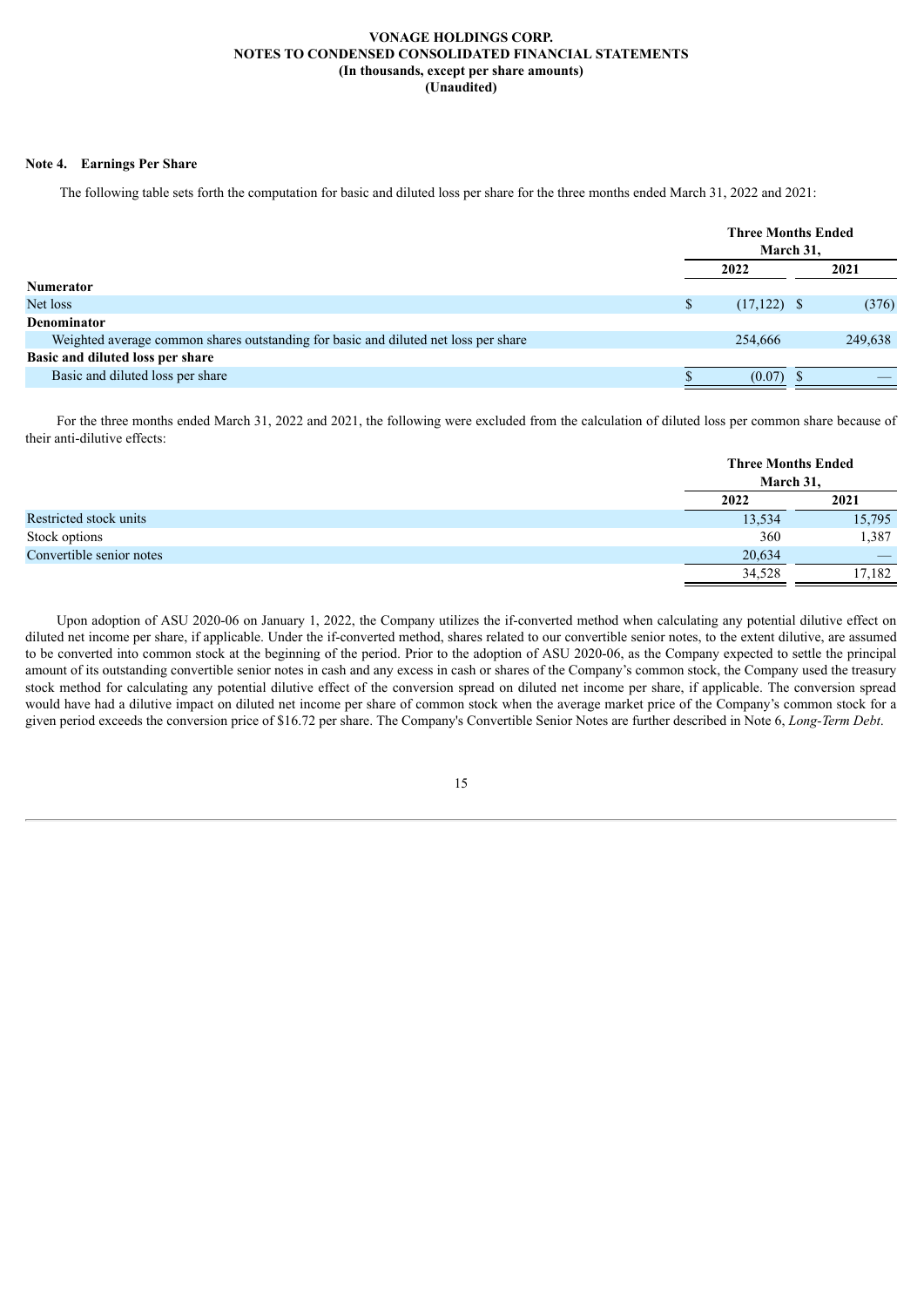# VONAGE HOLDINGS CORP.
## NOTES TO CONDENSED CONSOLIDATED FINANCIAL STATEMENTS
### (In thousands, except per share amounts)
### (Unaudited)

**Note 4. Earnings Per Share**

The following table sets forth the computation for basic and diluted loss per share for the three months ended March 31, 2022 and 2021:

| | Three Months Ended March 31, | |
|---|---|---|
| | 2022 | 2021 |
| **Numerator** | | |
| Net loss | $ (17,122) | $ (376) |
| **Denominator** | | |
| Weighted average common shares outstanding for basic and diluted net loss per share | 254,666 | 249,638 |
| **Basic and diluted loss per share** | | |
| Basic and diluted loss per share | $ (0.07) | $ — |

For the three months ended March 31, 2022 and 2021, the following were excluded from the calculation of diluted loss per common share because of their anti-dilutive effects:

| | Three Months Ended March 31, | |
|---|---|---|
| | 2022 | 2021 |
| Restricted stock units | 13,534 | 15,795 |
| Stock options | 360 | 1,387 |
| Convertible senior notes | 20,634 | — |
| | 34,528 | 17,182 |

Upon adoption of ASU 2020-06 on January 1, 2022, the Company utilizes the if-converted method when calculating any potential dilutive effect on diluted net income per share, if applicable. Under the if-converted method, shares related to our convertible senior notes, to the extent dilutive, are assumed to be converted into common stock at the beginning of the period. Prior to the adoption of ASU 2020-06, as the Company expected to settle the principal amount of its outstanding convertible senior notes in cash and any excess in cash or shares of the Company's common stock, the Company used the treasury stock method for calculating any potential dilutive effect of the conversion spread on diluted net income per share, if applicable. The conversion spread would have had a dilutive impact on diluted net income per share of common stock when the average market price of the Company's common stock for a given period exceeds the conversion price of $16.72 per share. The Company's Convertible Senior Notes are further described in Note 6, *Long-Term Debt*.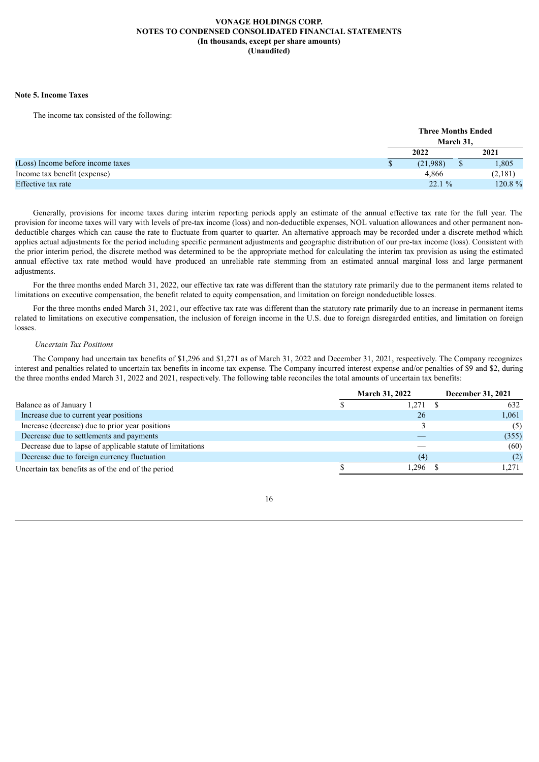**VONAGE HOLDINGS CORP.**
**NOTES TO CONDENSED CONSOLIDATED FINANCIAL STATEMENTS**
**(In thousands, except per share amounts)**
**(Unaudited)**

**Note 5. Income Taxes**

The income tax consisted of the following:

| | Three Months Ended March 31, | |
|---|---|---|
| | **2022** | **2021** |
| (Loss) Income before income taxes | $ (21,988) | $ 1,805 |
| Income tax benefit (expense) | 4,866 | (2,181) |
| Effective tax rate | 22.1 % | 120.8 % |

Generally, provisions for income taxes during interim reporting periods apply an estimate of the annual effective tax rate for the full year. The provision for income taxes will vary with levels of pre-tax income (loss) and non-deductible expenses, NOL valuation allowances and other permanent non-deductible charges which can cause the rate to fluctuate from quarter to quarter. An alternative approach may be recorded under a discrete method which applies actual adjustments for the period including specific permanent adjustments and geographic distribution of our pre-tax income (loss). Consistent with the prior interim period, the discrete method was determined to be the appropriate method for calculating the interim tax provision as using the estimated annual effective tax rate method would have produced an unreliable rate stemming from an estimated annual marginal loss and large permanent adjustments.

For the three months ended March 31, 2022, our effective tax rate was different than the statutory rate primarily due to the permanent items related to limitations on executive compensation, the benefit related to equity compensation, and limitation on foreign nondeductible losses.

For the three months ended March 31, 2021, our effective tax rate was different than the statutory rate primarily due to an increase in permanent items related to limitations on executive compensation, the inclusion of foreign income in the U.S. due to foreign disregarded entities, and limitation on foreign losses.

*Uncertain Tax Positions*

The Company had uncertain tax benefits of $1,296 and $1,271 as of March 31, 2022 and December 31, 2021, respectively. The Company recognizes interest and penalties related to uncertain tax benefits in income tax expense. The Company incurred interest expense and/or penalties of $9 and $2, during the three months ended March 31, 2022 and 2021, respectively. The following table reconciles the total amounts of uncertain tax benefits:

| | March 31, 2022 | December 31, 2021 |
|---|---|---|
| Balance as of January 1 | $ 1,271 | $ 632 |
| Increase due to current year positions | 26 | 1,061 |
| Increase (decrease) due to prior year positions | 3 | (5) |
| Decrease due to settlements and payments | — | (355) |
| Decrease due to lapse of applicable statute of limitations | — | (60) |
| Decrease due to foreign currency fluctuation | (4) | (2) |
| Uncertain tax benefits as of the end of the period | $ 1,296 | $ 1,271 |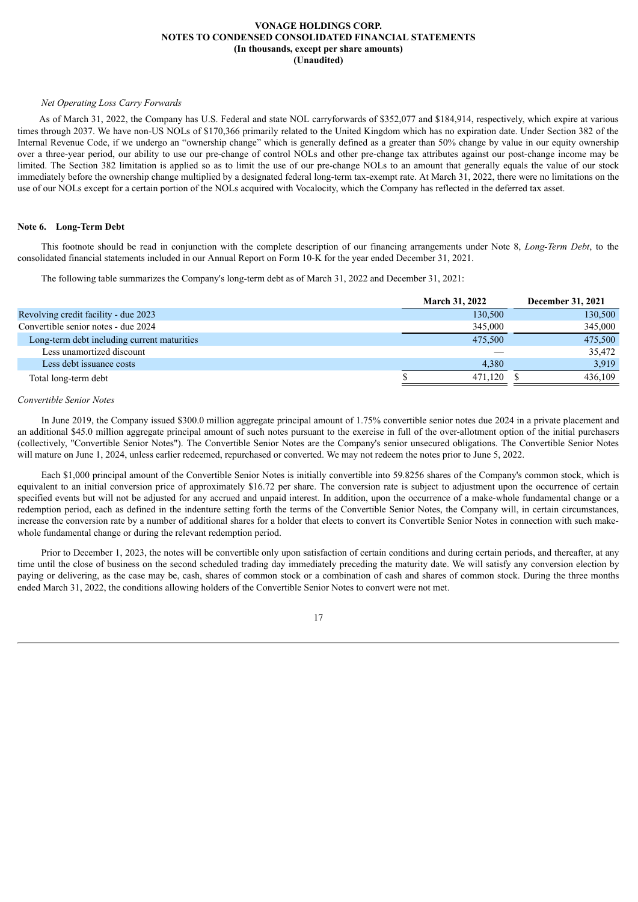*Net Operating Loss Carry Forwards*

As of March 31, 2022, the Company has U.S. Federal and state NOL carryforwards of $352,077 and $184,914, respectively, which expire at various times through 2037. We have non-US NOLs of $170,366 primarily related to the United Kingdom which has no expiration date. Under Section 382 of the Internal Revenue Code, if we undergo an "ownership change" which is generally defined as a greater than 50% change by value in our equity ownership over a three-year period, our ability to use our pre-change of control NOLs and other pre-change tax attributes against our post-change income may be limited. The Section 382 limitation is applied so as to limit the use of our pre-change NOLs to an amount that generally equals the value of our stock immediately before the ownership change multiplied by a designated federal long-term tax-exempt rate. At March 31, 2022, there were no limitations on the use of our NOLs except for a certain portion of the NOLs acquired with Vocalocity, which the Company has reflected in the deferred tax asset.

**Note 6. Long-Term Debt**

This footnote should be read in conjunction with the complete description of our financing arrangements under Note 8, *Long-Term Debt*, to the consolidated financial statements included in our Annual Report on Form 10-K for the year ended December 31, 2021.

The following table summarizes the Company's long-term debt as of March 31, 2022 and December 31, 2021:

| | March 31, 2022 | December 31, 2021 |
|---|---|---|
| Revolving credit facility - due 2023 | 130,500 | 130,500 |
| Convertible senior notes - due 2024 | 345,000 | 345,000 |
| Long-term debt including current maturities | 475,500 | 475,500 |
| Less unamortized discount | — | 35,472 |
| Less debt issuance costs | 4,380 | 3,919 |
| Total long-term debt | $ 471,120 | $ 436,109 |

*Convertible Senior Notes*

In June 2019, the Company issued $300.0 million aggregate principal amount of 1.75% convertible senior notes due 2024 in a private placement and an additional $45.0 million aggregate principal amount of such notes pursuant to the exercise in full of the over-allotment option of the initial purchasers (collectively, "Convertible Senior Notes"). The Convertible Senior Notes are the Company's senior unsecured obligations. The Convertible Senior Notes will mature on June 1, 2024, unless earlier redeemed, repurchased or converted. We may not redeem the notes prior to June 5, 2022.

Each $1,000 principal amount of the Convertible Senior Notes is initially convertible into 59.8256 shares of the Company's common stock, which is equivalent to an initial conversion price of approximately $16.72 per share. The conversion rate is subject to adjustment upon the occurrence of certain specified events but will not be adjusted for any accrued and unpaid interest. In addition, upon the occurrence of a make-whole fundamental change or a redemption period, each as defined in the indenture setting forth the terms of the Convertible Senior Notes, the Company will, in certain circumstances, increase the conversion rate by a number of additional shares for a holder that elects to convert its Convertible Senior Notes in connection with such make-whole fundamental change or during the relevant redemption period.

Prior to December 1, 2023, the notes will be convertible only upon satisfaction of certain conditions and during certain periods, and thereafter, at any time until the close of business on the second scheduled trading day immediately preceding the maturity date. We will satisfy any conversion election by paying or delivering, as the case may be, cash, shares of common stock or a combination of cash and shares of common stock. During the three months ended March 31, 2022, the conditions allowing holders of the Convertible Senior Notes to convert were not met.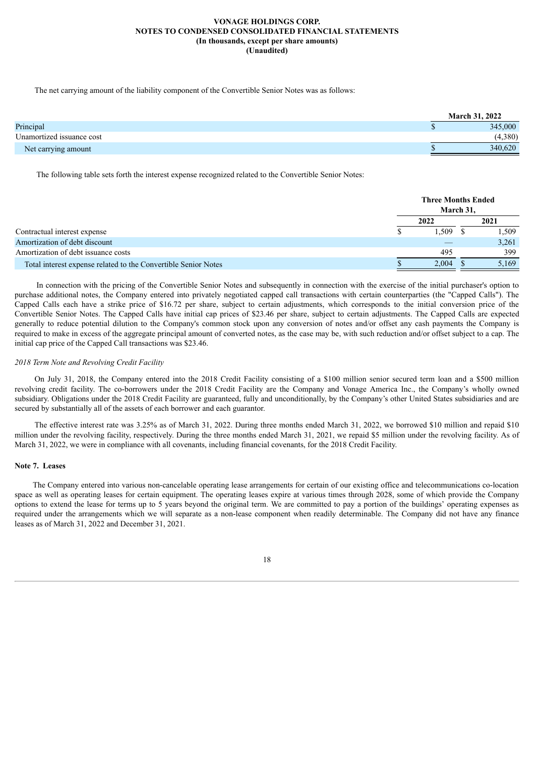The net carrying amount of the liability component of the Convertible Senior Notes was as follows:

| | March 31, 2022 |
|---|---|
| Principal | $ 345,000 |
| Unamortized issuance cost | (4,380) |
| Net carrying amount | $ 340,620 |

The following table sets forth the interest expense recognized related to the Convertible Senior Notes:

| | Three Months Ended March 31, | |
|---|---|---|
| | 2022 | 2021 |
| Contractual interest expense | $ 1,509 | $ 1,509 |
| Amortization of debt discount | — | 3,261 |
| Amortization of debt issuance costs | 495 | 399 |
| Total interest expense related to the Convertible Senior Notes | $ 2,004 | $ 5,169 |

In connection with the pricing of the Convertible Senior Notes and subsequently in connection with the exercise of the initial purchaser's option to purchase additional notes, the Company entered into privately negotiated capped call transactions with certain counterparties (the "Capped Calls"). The Capped Calls each have a strike price of $16.72 per share, subject to certain adjustments, which corresponds to the initial conversion price of the Convertible Senior Notes. The Capped Calls have initial cap prices of $23.46 per share, subject to certain adjustments. The Capped Calls are expected generally to reduce potential dilution to the Company's common stock upon any conversion of notes and/or offset any cash payments the Company is required to make in excess of the aggregate principal amount of converted notes, as the case may be, with such reduction and/or offset subject to a cap. The initial cap price of the Capped Call transactions was $23.46.

*2018 Term Note and Revolving Credit Facility*

On July 31, 2018, the Company entered into the 2018 Credit Facility consisting of a $100 million senior secured term loan and a $500 million revolving credit facility. The co-borrowers under the 2018 Credit Facility are the Company and Vonage America Inc., the Company's wholly owned subsidiary. Obligations under the 2018 Credit Facility are guaranteed, fully and unconditionally, by the Company's other United States subsidiaries and are secured by substantially all of the assets of each borrower and each guarantor.

The effective interest rate was 3.25% as of March 31, 2022. During three months ended March 31, 2022, we borrowed $10 million and repaid $10 million under the revolving facility, respectively. During the three months ended March 31, 2021, we repaid $5 million under the revolving facility. As of March 31, 2022, we were in compliance with all covenants, including financial covenants, for the 2018 Credit Facility.

**Note 7. Leases**

The Company entered into various non-cancelable operating lease arrangements for certain of our existing office and telecommunications co-location space as well as operating leases for certain equipment. The operating leases expire at various times through 2028, some of which provide the Company options to extend the lease for terms up to 5 years beyond the original term. We are committed to pay a portion of the buildings' operating expenses as required under the arrangements which we will separate as a non-lease component when readily determinable. The Company did not have any finance leases as of March 31, 2022 and December 31, 2021.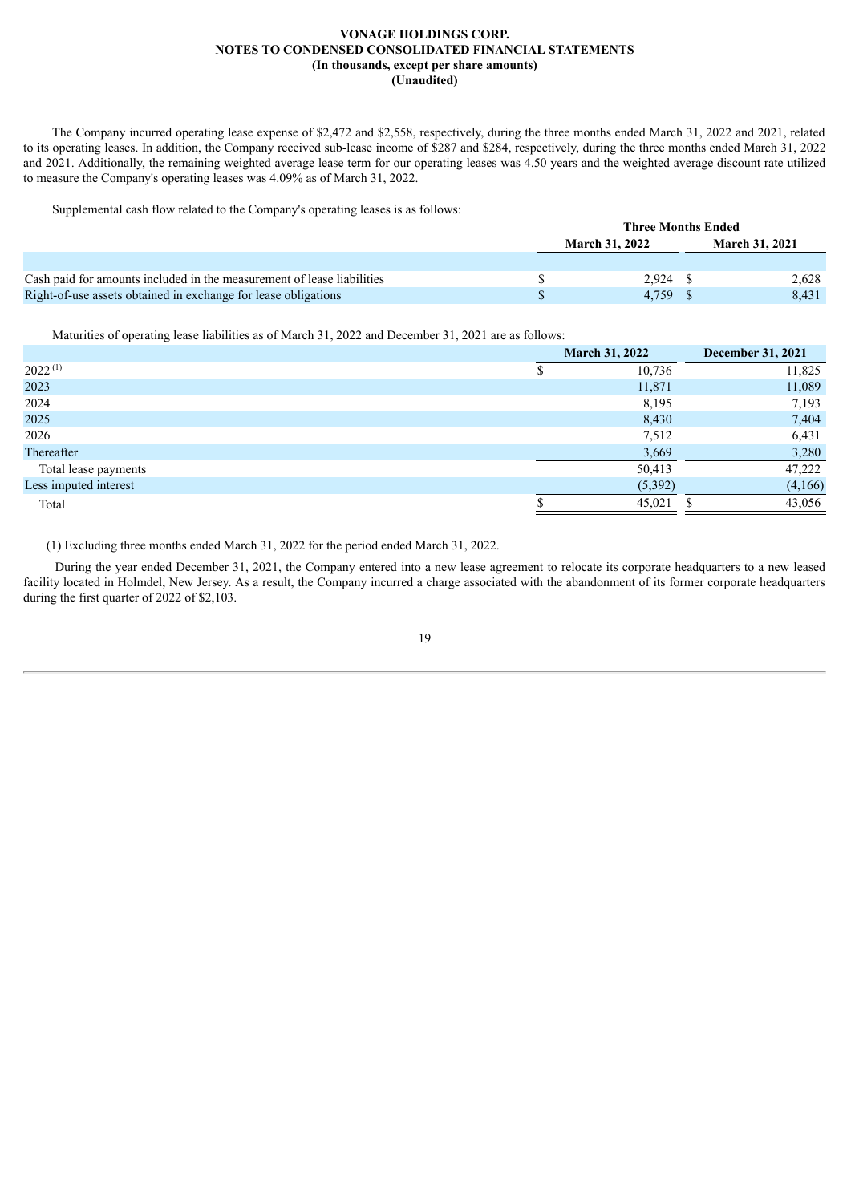**VONAGE HOLDINGS CORP.**
**NOTES TO CONDENSED CONSOLIDATED FINANCIAL STATEMENTS**
**(In thousands, except per share amounts)**
**(Unaudited)**

The Company incurred operating lease expense of $2,472 and $2,558, respectively, during the three months ended March 31, 2022 and 2021, related to its operating leases. In addition, the Company received sub-lease income of $287 and $284, respectively, during the three months ended March 31, 2022 and 2021. Additionally, the remaining weighted average lease term for our operating leases was 4.50 years and the weighted average discount rate utilized to measure the Company's operating leases was 4.09% as of March 31, 2022.

Supplemental cash flow related to the Company's operating leases is as follows:

| | Three Months Ended | |
|---|---|---|
| | March 31, 2022 | March 31, 2021 |
| Cash paid for amounts included in the measurement of lease liabilities | $ 2,924 | $ 2,628 |
| Right-of-use assets obtained in exchange for lease obligations | $ 4,759 | $ 8,431 |

Maturities of operating lease liabilities as of March 31, 2022 and December 31, 2021 are as follows:

| | March 31, 2022 | December 31, 2021 |
|---|---|---|
| 2022 [(1)] | $ 10,736 | 11,825 |
| 2023 | 11,871 | 11,089 |
| 2024 | 8,195 | 7,193 |
| 2025 | 8,430 | 7,404 |
| 2026 | 7,512 | 6,431 |
| Thereafter | 3,669 | 3,280 |
| Total lease payments | 50,413 | 47,222 |
| Less imputed interest | (5,392) | (4,166) |
| Total | $ 45,021 | $ 43,056 |

(1) Excluding three months ended March 31, 2022 for the period ended March 31, 2022.

During the year ended December 31, 2021, the Company entered into a new lease agreement to relocate its corporate headquarters to a new leased facility located in Holmdel, New Jersey. As a result, the Company incurred a charge associated with the abandonment of its former corporate headquarters during the first quarter of 2022 of $2,103.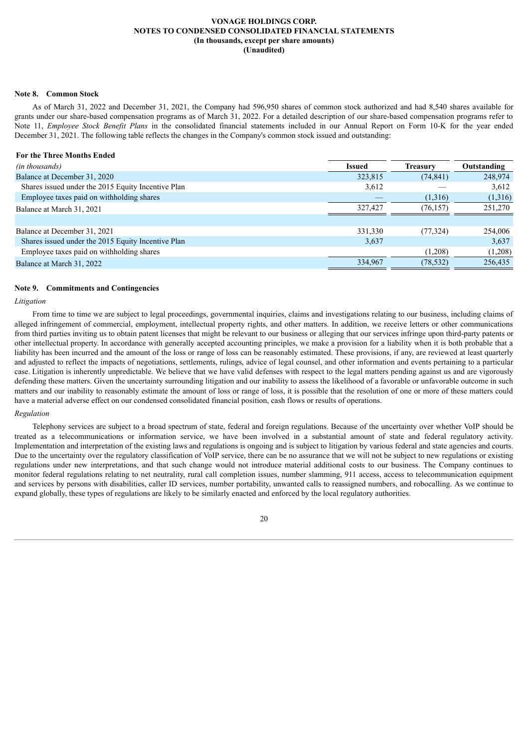**VONAGE HOLDINGS CORP.**
**NOTES TO CONDENSED CONSOLIDATED FINANCIAL STATEMENTS**
**(In thousands, except per share amounts)**
**(Unaudited)**

### Note 8. Common Stock

As of March 31, 2022 and December 31, 2021, the Company had 596,950 shares of common stock authorized and had 8,540 shares available for grants under our share-based compensation programs as of March 31, 2022. For a detailed description of our share-based compensation programs refer to Note 11, *Employee Stock Benefit Plans* in the consolidated financial statements included in our Annual Report on Form 10-K for the year ended December 31, 2021. The following table reflects the changes in the Company's common stock issued and outstanding:

| **For the Three Months Ended** | | | |
|---|---|---|---|
| *(in thousands)* | **Issued** | **Treasury** | **Outstanding** |
| Balance at December 31, 2020 | 323,815 | (74,841) | 248,974 |
| Shares issued under the 2015 Equity Incentive Plan | 3,612 | — | 3,612 |
| Employee taxes paid on withholding shares | — | (1,316) | (1,316) |
| Balance at March 31, 2021 | 327,427 | (76,157) | 251,270 |
| | | | |
| Balance at December 31, 2021 | 331,330 | (77,324) | 254,006 |
| Shares issued under the 2015 Equity Incentive Plan | 3,637 | | 3,637 |
| Employee taxes paid on withholding shares | | (1,208) | (1,208) |
| Balance at March 31, 2022 | 334,967 | (78,532) | 256,435 |

### Note 9. Commitments and Contingencies

*Litigation*

From time to time we are subject to legal proceedings, governmental inquiries, claims and investigations relating to our business, including claims of alleged infringement of commercial, employment, intellectual property rights, and other matters. In addition, we receive letters or other communications from third parties inviting us to obtain patent licenses that might be relevant to our business or alleging that our services infringe upon third-party patents or other intellectual property. In accordance with generally accepted accounting principles, we make a provision for a liability when it is both probable that a liability has been incurred and the amount of the loss or range of loss can be reasonably estimated. These provisions, if any, are reviewed at least quarterly and adjusted to reflect the impacts of negotiations, settlements, rulings, advice of legal counsel, and other information and events pertaining to a particular case. Litigation is inherently unpredictable. We believe that we have valid defenses with respect to the legal matters pending against us and are vigorously defending these matters. Given the uncertainty surrounding litigation and our inability to assess the likelihood of a favorable or unfavorable outcome in such matters and our inability to reasonably estimate the amount of loss or range of loss, it is possible that the resolution of one or more of these matters could have a material adverse effect on our condensed consolidated financial position, cash flows or results of operations.

*Regulation*

Telephony services are subject to a broad spectrum of state, federal and foreign regulations. Because of the uncertainty over whether VoIP should be treated as a telecommunications or information service, we have been involved in a substantial amount of state and federal regulatory activity. Implementation and interpretation of the existing laws and regulations is ongoing and is subject to litigation by various federal and state agencies and courts. Due to the uncertainty over the regulatory classification of VoIP service, there can be no assurance that we will not be subject to new regulations or existing regulations under new interpretations, and that such change would not introduce material additional costs to our business. The Company continues to monitor federal regulations relating to net neutrality, rural call completion issues, number slamming, 911 access, access to telecommunication equipment and services by persons with disabilities, caller ID services, number portability, unwanted calls to reassigned numbers, and robocalling. As we continue to expand globally, these types of regulations are likely to be similarly enacted and enforced by the local regulatory authorities.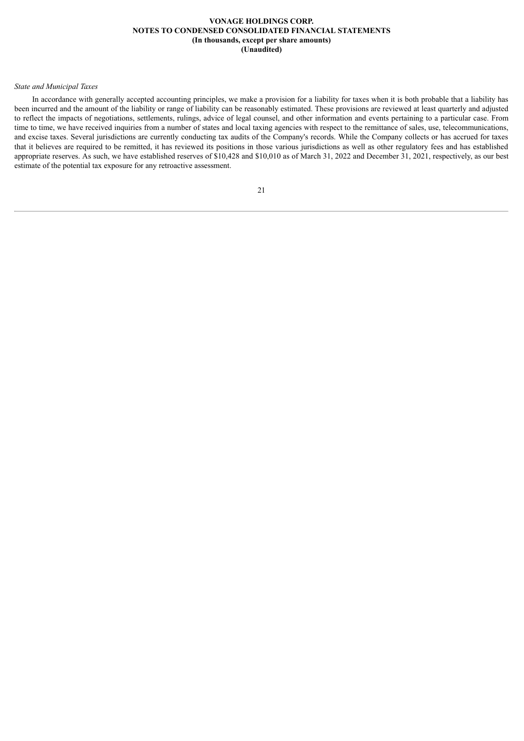*State and Municipal Taxes*

In accordance with generally accepted accounting principles, we make a provision for a liability for taxes when it is both probable that a liability has been incurred and the amount of the liability or range of liability can be reasonably estimated. These provisions are reviewed at least quarterly and adjusted to reflect the impacts of negotiations, settlements, rulings, advice of legal counsel, and other information and events pertaining to a particular case. From time to time, we have received inquiries from a number of states and local taxing agencies with respect to the remittance of sales, use, telecommunications, and excise taxes. Several jurisdictions are currently conducting tax audits of the Company's records. While the Company collects or has accrued for taxes that it believes are required to be remitted, it has reviewed its positions in those various jurisdictions as well as other regulatory fees and has established appropriate reserves. As such, we have established reserves of $10,428 and $10,010 as of March 31, 2022 and December 31, 2021, respectively, as our best estimate of the potential tax exposure for any retroactive assessment.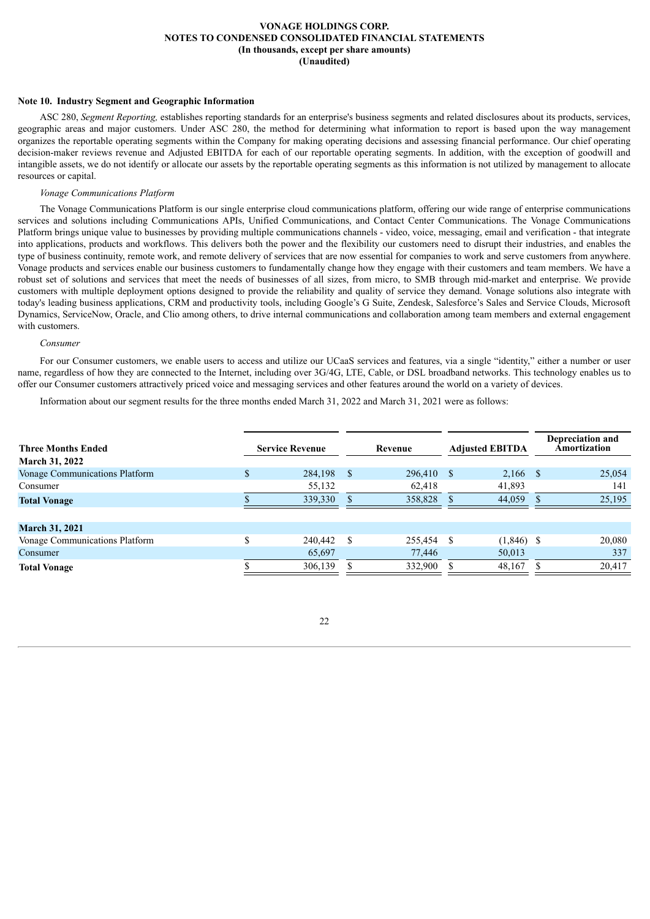**VONAGE HOLDINGS CORP.**
**NOTES TO CONDENSED CONSOLIDATED FINANCIAL STATEMENTS**
**(In thousands, except per share amounts)**
**(Unaudited)**

**Note 10. Industry Segment and Geographic Information**

ASC 280, *Segment Reporting,* establishes reporting standards for an enterprise's business segments and related disclosures about its products, services, geographic areas and major customers. Under ASC 280, the method for determining what information to report is based upon the way management organizes the reportable operating segments within the Company for making operating decisions and assessing financial performance. Our chief operating decision-maker reviews revenue and Adjusted EBITDA for each of our reportable operating segments. In addition, with the exception of goodwill and intangible assets, we do not identify or allocate our assets by the reportable operating segments as this information is not utilized by management to allocate resources or capital.

*Vonage Communications Platform*

The Vonage Communications Platform is our single enterprise cloud communications platform, offering our wide range of enterprise communications services and solutions including Communications APIs, Unified Communications, and Contact Center Communications. The Vonage Communications Platform brings unique value to businesses by providing multiple communications channels - video, voice, messaging, email and verification - that integrate into applications, products and workflows. This delivers both the power and the flexibility our customers need to disrupt their industries, and enables the type of business continuity, remote work, and remote delivery of services that are now essential for companies to work and serve customers from anywhere. Vonage products and services enable our business customers to fundamentally change how they engage with their customers and team members. We have a robust set of solutions and services that meet the needs of businesses of all sizes, from micro, to SMB through mid-market and enterprise. We provide customers with multiple deployment options designed to provide the reliability and quality of service they demand. Vonage solutions also integrate with today's leading business applications, CRM and productivity tools, including Google's G Suite, Zendesk, Salesforce's Sales and Service Clouds, Microsoft Dynamics, ServiceNow, Oracle, and Clio among others, to drive internal communications and collaboration among team members and external engagement with customers.

*Consumer*

For our Consumer customers, we enable users to access and utilize our UCaaS services and features, via a single "identity," either a number or user name, regardless of how they are connected to the Internet, including over 3G/4G, LTE, Cable, or DSL broadband networks. This technology enables us to offer our Consumer customers attractively priced voice and messaging services and other features around the world on a variety of devices.

Information about our segment results for the three months ended March 31, 2022 and March 31, 2021 were as follows:

| Three Months Ended | Service Revenue | Revenue | Adjusted EBITDA | Depreciation and Amortization |
|---|---|---|---|---|
| **March 31, 2022** | | | | |
| Vonage Communications Platform | $ 284,198 | $ 296,410 | $ 2,166 | $ 25,054 |
| Consumer | 55,132 | 62,418 | 41,893 | 141 |
| **Total Vonage** | $ 339,330 | $ 358,828 | $ 44,059 | $ 25,195 |
| | | | | |
| **March 31, 2021** | | | | |
| Vonage Communications Platform | $ 240,442 | $ 255,454 | $ (1,846) | $ 20,080 |
| Consumer | 65,697 | 77,446 | 50,013 | 337 |
| **Total Vonage** | $ 306,139 | $ 332,900 | $ 48,167 | $ 20,417 |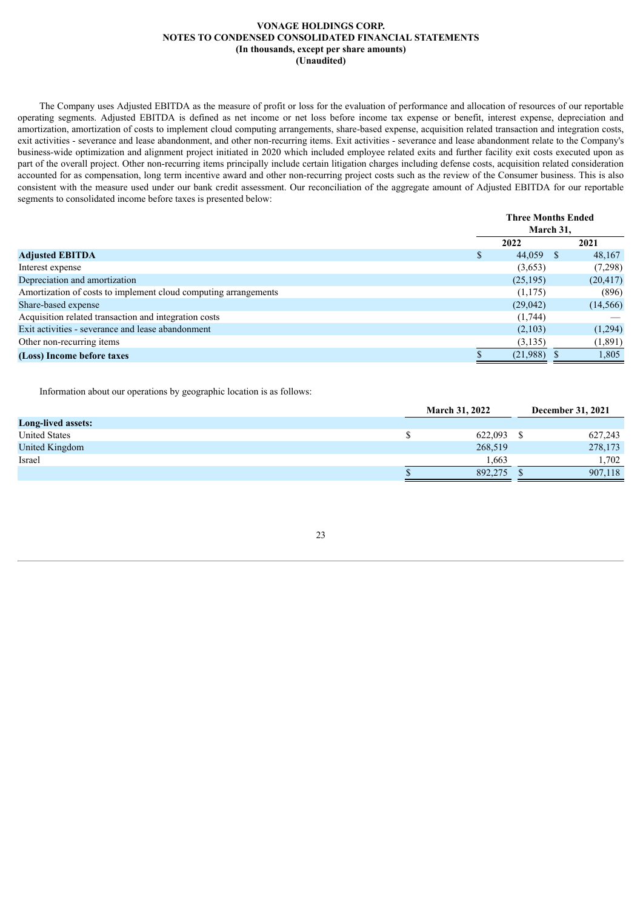**VONAGE HOLDINGS CORP.**
**NOTES TO CONDENSED CONSOLIDATED FINANCIAL STATEMENTS**
**(In thousands, except per share amounts)**
**(Unaudited)**

The Company uses Adjusted EBITDA as the measure of profit or loss for the evaluation of performance and allocation of resources of our reportable operating segments. Adjusted EBITDA is defined as net income or net loss before income tax expense or benefit, interest expense, depreciation and amortization, amortization of costs to implement cloud computing arrangements, share-based expense, acquisition related transaction and integration costs, exit activities - severance and lease abandonment, and other non-recurring items. Exit activities - severance and lease abandonment relate to the Company's business-wide optimization and alignment project initiated in 2020 which included employee related exits and further facility exit costs executed upon as part of the overall project. Other non-recurring items principally include certain litigation charges including defense costs, acquisition related consideration accounted for as compensation, long term incentive award and other non-recurring project costs such as the review of the Consumer business. This is also consistent with the measure used under our bank credit assessment. Our reconciliation of the aggregate amount of Adjusted EBITDA for our reportable segments to consolidated income before taxes is presented below:

| | Three Months Ended March 31, | |
|---|---|---|
| | 2022 | 2021 |
| **Adjusted EBITDA** | $ 44,059 | $ 48,167 |
| Interest expense | (3,653) | (7,298) |
| Depreciation and amortization | (25,195) | (20,417) |
| Amortization of costs to implement cloud computing arrangements | (1,175) | (896) |
| Share-based expense | (29,042) | (14,566) |
| Acquisition related transaction and integration costs | (1,744) | — |
| Exit activities - severance and lease abandonment | (2,103) | (1,294) |
| Other non-recurring items | (3,135) | (1,891) |
| **(Loss) Income before taxes** | $ (21,988) | $ 1,805 |

Information about our operations by geographic location is as follows:

| | March 31, 2022 | December 31, 2021 |
|---|---|---|
| **Long-lived assets:** | | |
| United States | $ 622,093 | $ 627,243 |
| United Kingdom | 268,519 | 278,173 |
| Israel | 1,663 | 1,702 |
| | $ 892,275 | $ 907,118 |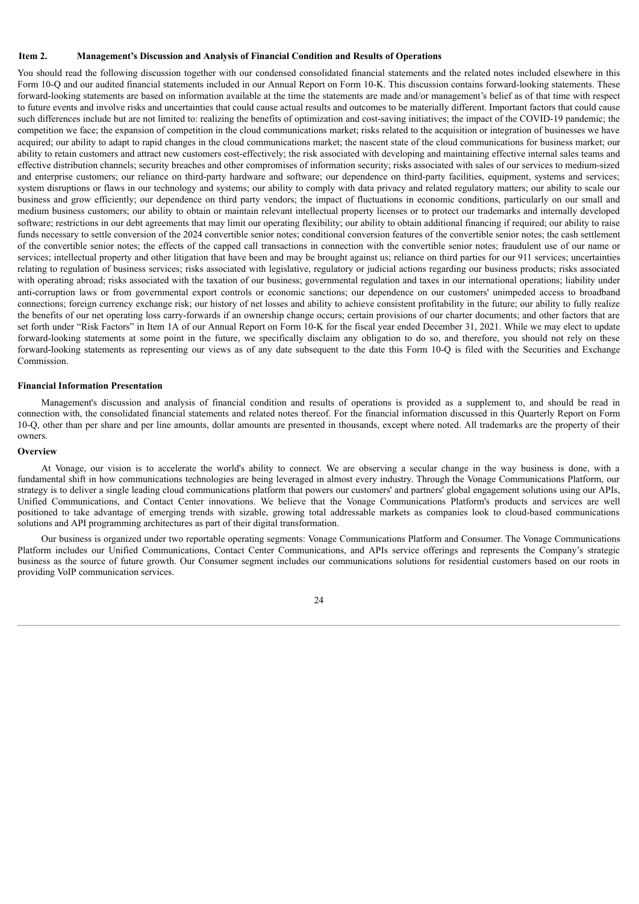## Item 2. Management's Discussion and Analysis of Financial Condition and Results of Operations

You should read the following discussion together with our condensed consolidated financial statements and the related notes included elsewhere in this Form 10-Q and our audited financial statements included in our Annual Report on Form 10-K. This discussion contains forward-looking statements. These forward-looking statements are based on information available at the time the statements are made and/or management's belief as of that time with respect to future events and involve risks and uncertainties that could cause actual results and outcomes to be materially different. Important factors that could cause such differences include but are not limited to: realizing the benefits of optimization and cost-saving initiatives; the impact of the COVID-19 pandemic; the competition we face; the expansion of competition in the cloud communications market; risks related to the acquisition or integration of businesses we have acquired; our ability to adapt to rapid changes in the cloud communications market; the nascent state of the cloud communications for business market; our ability to retain customers and attract new customers cost-effectively; the risk associated with developing and maintaining effective internal sales teams and effective distribution channels; security breaches and other compromises of information security; risks associated with sales of our services to medium-sized and enterprise customers; our reliance on third-party hardware and software; our dependence on third-party facilities, equipment, systems and services; system disruptions or flaws in our technology and systems; our ability to comply with data privacy and related regulatory matters; our ability to scale our business and grow efficiently; our dependence on third party vendors; the impact of fluctuations in economic conditions, particularly on our small and medium business customers; our ability to obtain or maintain relevant intellectual property licenses or to protect our trademarks and internally developed software; restrictions in our debt agreements that may limit our operating flexibility; our ability to obtain additional financing if required; our ability to raise funds necessary to settle conversion of the 2024 convertible senior notes; conditional conversion features of the convertible senior notes; the cash settlement of the convertible senior notes; the effects of the capped call transactions in connection with the convertible senior notes; fraudulent use of our name or services; intellectual property and other litigation that have been and may be brought against us; reliance on third parties for our 911 services; uncertainties relating to regulation of business services; risks associated with legislative, regulatory or judicial actions regarding our business products; risks associated with operating abroad; risks associated with the taxation of our business; governmental regulation and taxes in our international operations; liability under anti-corruption laws or from governmental export controls or economic sanctions; our dependence on our customers' unimpeded access to broadband connections; foreign currency exchange risk; our history of net losses and ability to achieve consistent profitability in the future; our ability to fully realize the benefits of our net operating loss carry-forwards if an ownership change occurs; certain provisions of our charter documents; and other factors that are set forth under "Risk Factors" in Item 1A of our Annual Report on Form 10-K for the fiscal year ended December 31, 2021. While we may elect to update forward-looking statements at some point in the future, we specifically disclaim any obligation to do so, and therefore, you should not rely on these forward-looking statements as representing our views as of any date subsequent to the date this Form 10-Q is filed with the Securities and Exchange Commission.

### Financial Information Presentation

Management's discussion and analysis of financial condition and results of operations is provided as a supplement to, and should be read in connection with, the consolidated financial statements and related notes thereof. For the financial information discussed in this Quarterly Report on Form 10-Q, other than per share and per line amounts, dollar amounts are presented in thousands, except where noted. All trademarks are the property of their owners.

### Overview

At Vonage, our vision is to accelerate the world's ability to connect. We are observing a secular change in the way business is done, with a fundamental shift in how communications technologies are being leveraged in almost every industry. Through the Vonage Communications Platform, our strategy is to deliver a single leading cloud communications platform that powers our customers' and partners' global engagement solutions using our APIs, Unified Communications, and Contact Center innovations. We believe that the Vonage Communications Platform's products and services are well positioned to take advantage of emerging trends with sizable, growing total addressable markets as companies look to cloud-based communications solutions and API programming architectures as part of their digital transformation.

Our business is organized under two reportable operating segments: Vonage Communications Platform and Consumer. The Vonage Communications Platform includes our Unified Communications, Contact Center Communications, and APIs service offerings and represents the Company's strategic business as the source of future growth. Our Consumer segment includes our communications solutions for residential customers based on our roots in providing VoIP communication services.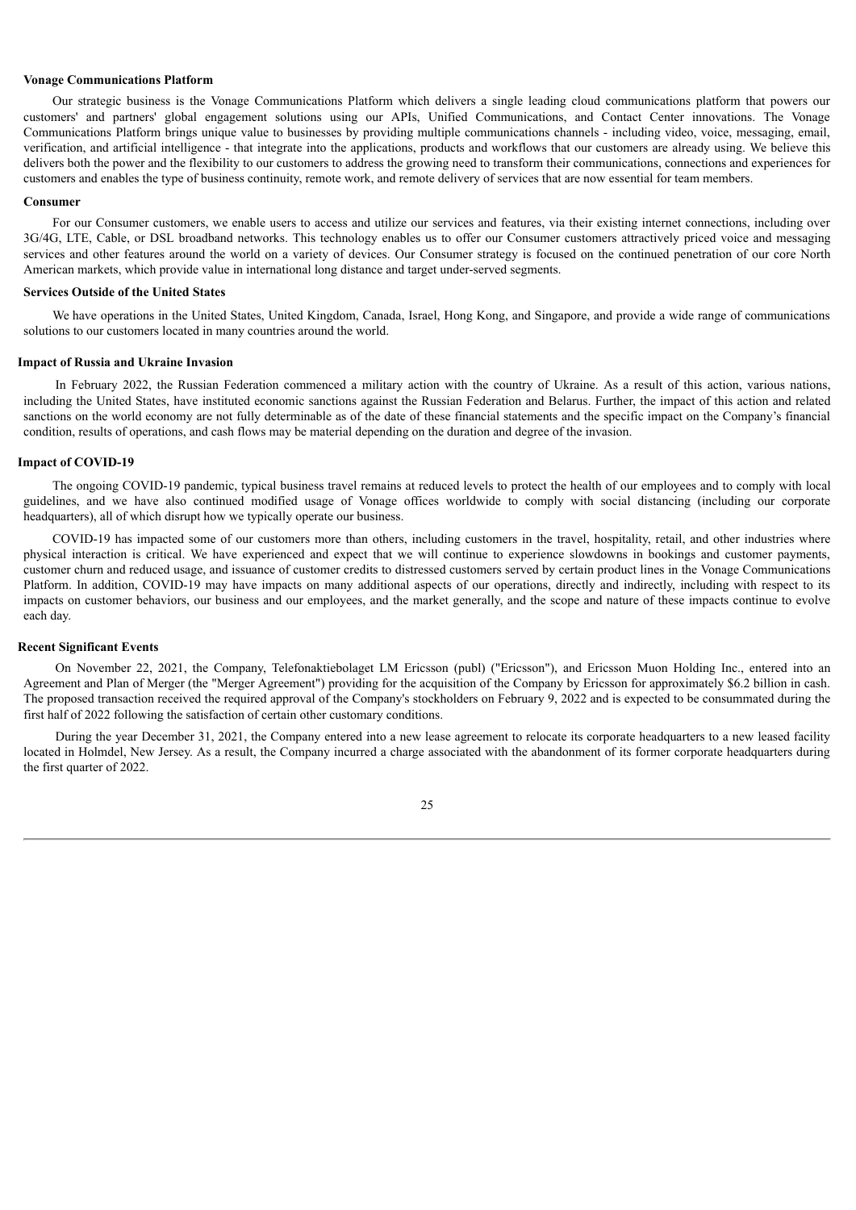**Vonage Communications Platform**

Our strategic business is the Vonage Communications Platform which delivers a single leading cloud communications platform that powers our customers' and partners' global engagement solutions using our APIs, Unified Communications, and Contact Center innovations. The Vonage Communications Platform brings unique value to businesses by providing multiple communications channels - including video, voice, messaging, email, verification, and artificial intelligence - that integrate into the applications, products and workflows that our customers are already using. We believe this delivers both the power and the flexibility to our customers to address the growing need to transform their communications, connections and experiences for customers and enables the type of business continuity, remote work, and remote delivery of services that are now essential for team members.

**Consumer**

For our Consumer customers, we enable users to access and utilize our services and features, via their existing internet connections, including over 3G/4G, LTE, Cable, or DSL broadband networks. This technology enables us to offer our Consumer customers attractively priced voice and messaging services and other features around the world on a variety of devices. Our Consumer strategy is focused on the continued penetration of our core North American markets, which provide value in international long distance and target under-served segments.

**Services Outside of the United States**

We have operations in the United States, United Kingdom, Canada, Israel, Hong Kong, and Singapore, and provide a wide range of communications solutions to our customers located in many countries around the world.

**Impact of Russia and Ukraine Invasion**

In February 2022, the Russian Federation commenced a military action with the country of Ukraine. As a result of this action, various nations, including the United States, have instituted economic sanctions against the Russian Federation and Belarus. Further, the impact of this action and related sanctions on the world economy are not fully determinable as of the date of these financial statements and the specific impact on the Company's financial condition, results of operations, and cash flows may be material depending on the duration and degree of the invasion.

**Impact of COVID-19**

The ongoing COVID-19 pandemic, typical business travel remains at reduced levels to protect the health of our employees and to comply with local guidelines, and we have also continued modified usage of Vonage offices worldwide to comply with social distancing (including our corporate headquarters), all of which disrupt how we typically operate our business.

COVID-19 has impacted some of our customers more than others, including customers in the travel, hospitality, retail, and other industries where physical interaction is critical. We have experienced and expect that we will continue to experience slowdowns in bookings and customer payments, customer churn and reduced usage, and issuance of customer credits to distressed customers served by certain product lines in the Vonage Communications Platform. In addition, COVID-19 may have impacts on many additional aspects of our operations, directly and indirectly, including with respect to its impacts on customer behaviors, our business and our employees, and the market generally, and the scope and nature of these impacts continue to evolve each day.

**Recent Significant Events**

On November 22, 2021, the Company, Telefonaktiebolaget LM Ericsson (publ) ("Ericsson"), and Ericsson Muon Holding Inc., entered into an Agreement and Plan of Merger (the "Merger Agreement") providing for the acquisition of the Company by Ericsson for approximately $6.2 billion in cash. The proposed transaction received the required approval of the Company's stockholders on February 9, 2022 and is expected to be consummated during the first half of 2022 following the satisfaction of certain other customary conditions.

During the year December 31, 2021, the Company entered into a new lease agreement to relocate its corporate headquarters to a new leased facility located in Holmdel, New Jersey. As a result, the Company incurred a charge associated with the abandonment of its former corporate headquarters during the first quarter of 2022.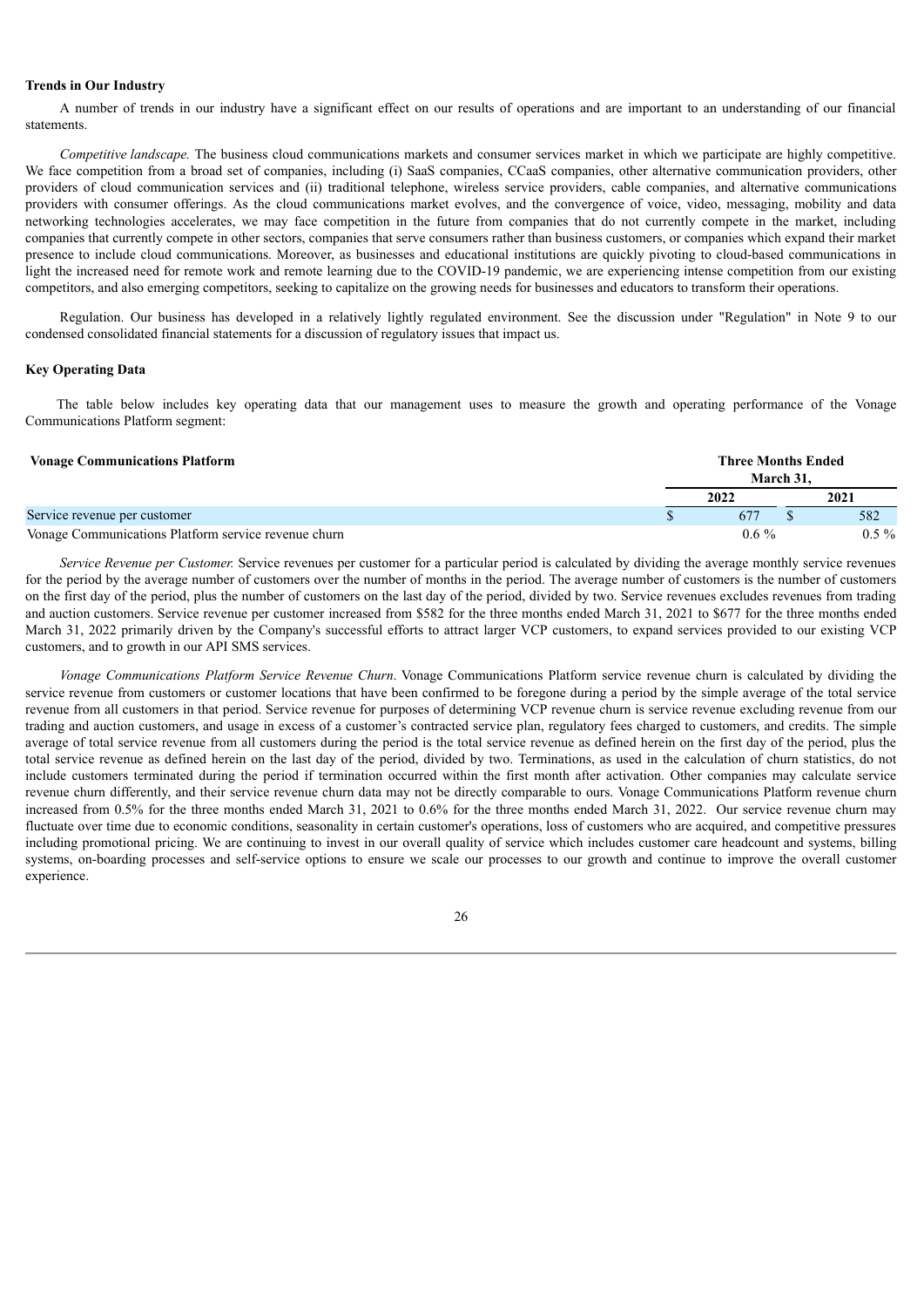**Trends in Our Industry**

A number of trends in our industry have a significant effect on our results of operations and are important to an understanding of our financial statements.

*Competitive landscape.* The business cloud communications markets and consumer services market in which we participate are highly competitive. We face competition from a broad set of companies, including (i) SaaS companies, CCaaS companies, other alternative communication providers, other providers of cloud communication services and (ii) traditional telephone, wireless service providers, cable companies, and alternative communications providers with consumer offerings. As the cloud communications market evolves, and the convergence of voice, video, messaging, mobility and data networking technologies accelerates, we may face competition in the future from companies that do not currently compete in the market, including companies that currently compete in other sectors, companies that serve consumers rather than business customers, or companies which expand their market presence to include cloud communications. Moreover, as businesses and educational institutions are quickly pivoting to cloud-based communications in light the increased need for remote work and remote learning due to the COVID-19 pandemic, we are experiencing intense competition from our existing competitors, and also emerging competitors, seeking to capitalize on the growing needs for businesses and educators to transform their operations.

Regulation. Our business has developed in a relatively lightly regulated environment. See the discussion under "Regulation" in Note 9 to our condensed consolidated financial statements for a discussion of regulatory issues that impact us.

**Key Operating Data**

The table below includes key operating data that our management uses to measure the growth and operating performance of the Vonage Communications Platform segment:

| **Vonage Communications Platform** | **Three Months Ended March 31,** | |
|---|---|---|
| | **2022** | **2021** |
| Service revenue per customer | $ 677 | $ 582 |
| Vonage Communications Platform service revenue churn | 0.6 % | 0.5 % |

*Service Revenue per Customer.* Service revenues per customer for a particular period is calculated by dividing the average monthly service revenues for the period by the average number of customers over the number of months in the period. The average number of customers is the number of customers on the first day of the period, plus the number of customers on the last day of the period, divided by two. Service revenues excludes revenues from trading and auction customers. Service revenue per customer increased from $582 for the three months ended March 31, 2021 to $677 for the three months ended March 31, 2022 primarily driven by the Company's successful efforts to attract larger VCP customers, to expand services provided to our existing VCP customers, and to growth in our API SMS services.

*Vonage Communications Platform Service Revenue Churn*. Vonage Communications Platform service revenue churn is calculated by dividing the service revenue from customers or customer locations that have been confirmed to be foregone during a period by the simple average of the total service revenue from all customers in that period. Service revenue for purposes of determining VCP revenue churn is service revenue excluding revenue from our trading and auction customers, and usage in excess of a customer's contracted service plan, regulatory fees charged to customers, and credits. The simple average of total service revenue from all customers during the period is the total service revenue as defined herein on the first day of the period, plus the total service revenue as defined herein on the last day of the period, divided by two. Terminations, as used in the calculation of churn statistics, do not include customers terminated during the period if termination occurred within the first month after activation. Other companies may calculate service revenue churn differently, and their service revenue churn data may not be directly comparable to ours. Vonage Communications Platform revenue churn increased from 0.5% for the three months ended March 31, 2021 to 0.6% for the three months ended March 31, 2022. Our service revenue churn may fluctuate over time due to economic conditions, seasonality in certain customer's operations, loss of customers who are acquired, and competitive pressures including promotional pricing. We are continuing to invest in our overall quality of service which includes customer care headcount and systems, billing systems, on-boarding processes and self-service options to ensure we scale our processes to our growth and continue to improve the overall customer experience.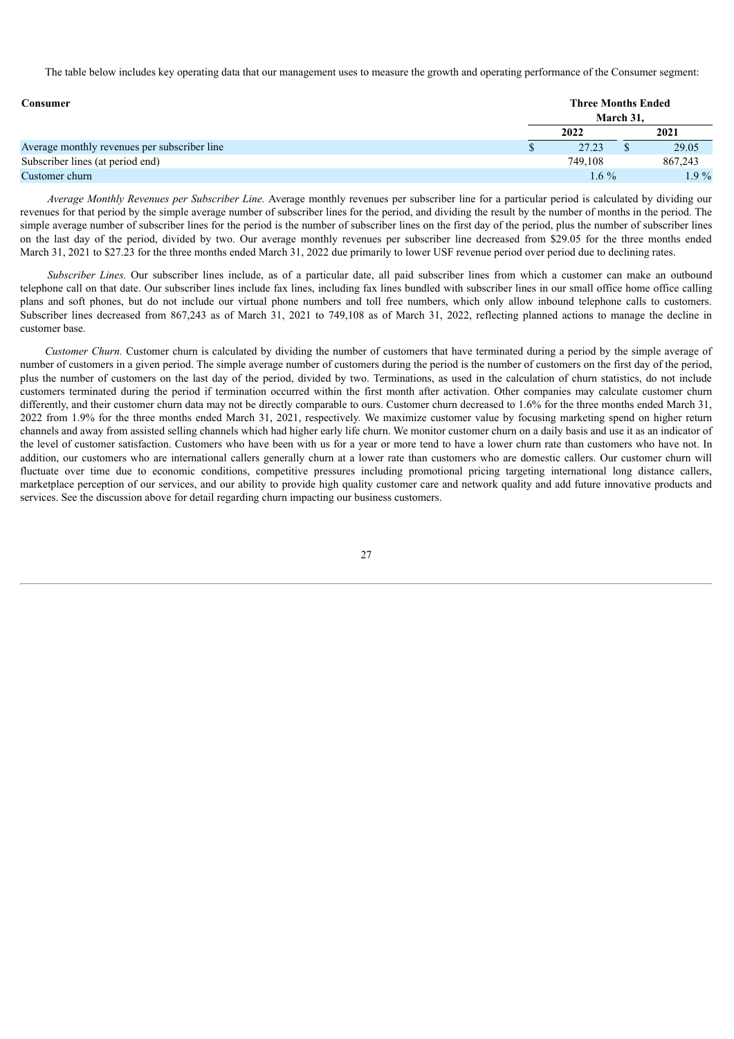The table below includes key operating data that our management uses to measure the growth and operating performance of the Consumer segment:

| **Consumer** | **Three Months Ended March 31,** | |
|---|---|---|
| | **2022** | **2021** |
| Average monthly revenues per subscriber line | $ 27.23 | $ 29.05 |
| Subscriber lines (at period end) | 749,108 | 867,243 |
| Customer churn | 1.6 % | 1.9 % |

*Average Monthly Revenues per Subscriber Line.* Average monthly revenues per subscriber line for a particular period is calculated by dividing our revenues for that period by the simple average number of subscriber lines for the period, and dividing the result by the number of months in the period. The simple average number of subscriber lines for the period is the number of subscriber lines on the first day of the period, plus the number of subscriber lines on the last day of the period, divided by two. Our average monthly revenues per subscriber line decreased from $29.05 for the three months ended March 31, 2021 to $27.23 for the three months ended March 31, 2022 due primarily to lower USF revenue period over period due to declining rates.

*Subscriber Lines.* Our subscriber lines include, as of a particular date, all paid subscriber lines from which a customer can make an outbound telephone call on that date. Our subscriber lines include fax lines, including fax lines bundled with subscriber lines in our small office home office calling plans and soft phones, but do not include our virtual phone numbers and toll free numbers, which only allow inbound telephone calls to customers. Subscriber lines decreased from 867,243 as of March 31, 2021 to 749,108 as of March 31, 2022, reflecting planned actions to manage the decline in customer base.

*Customer Churn.* Customer churn is calculated by dividing the number of customers that have terminated during a period by the simple average of number of customers in a given period. The simple average number of customers during the period is the number of customers on the first day of the period, plus the number of customers on the last day of the period, divided by two. Terminations, as used in the calculation of churn statistics, do not include customers terminated during the period if termination occurred within the first month after activation. Other companies may calculate customer churn differently, and their customer churn data may not be directly comparable to ours. Customer churn decreased to 1.6% for the three months ended March 31, 2022 from 1.9% for the three months ended March 31, 2021, respectively. We maximize customer value by focusing marketing spend on higher return channels and away from assisted selling channels which had higher early life churn. We monitor customer churn on a daily basis and use it as an indicator of the level of customer satisfaction. Customers who have been with us for a year or more tend to have a lower churn rate than customers who have not. In addition, our customers who are international callers generally churn at a lower rate than customers who are domestic callers. Our customer churn will fluctuate over time due to economic conditions, competitive pressures including promotional pricing targeting international long distance callers, marketplace perception of our services, and our ability to provide high quality customer care and network quality and add future innovative products and services. See the discussion above for detail regarding churn impacting our business customers.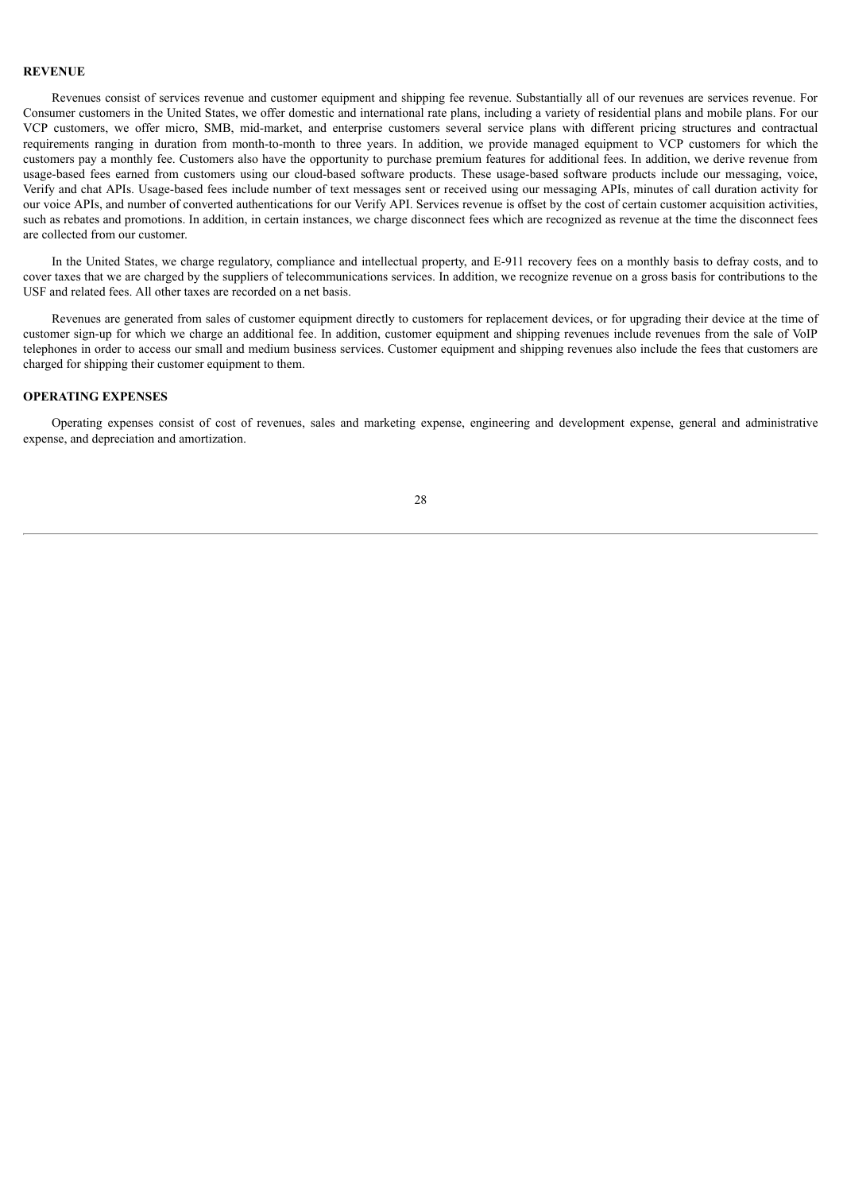## REVENUE

Revenues consist of services revenue and customer equipment and shipping fee revenue. Substantially all of our revenues are services revenue. For Consumer customers in the United States, we offer domestic and international rate plans, including a variety of residential plans and mobile plans. For our VCP customers, we offer micro, SMB, mid-market, and enterprise customers several service plans with different pricing structures and contractual requirements ranging in duration from month-to-month to three years. In addition, we provide managed equipment to VCP customers for which the customers pay a monthly fee. Customers also have the opportunity to purchase premium features for additional fees. In addition, we derive revenue from usage-based fees earned from customers using our cloud-based software products. These usage-based software products include our messaging, voice, Verify and chat APIs. Usage-based fees include number of text messages sent or received using our messaging APIs, minutes of call duration activity for our voice APIs, and number of converted authentications for our Verify API. Services revenue is offset by the cost of certain customer acquisition activities, such as rebates and promotions. In addition, in certain instances, we charge disconnect fees which are recognized as revenue at the time the disconnect fees are collected from our customer.

In the United States, we charge regulatory, compliance and intellectual property, and E-911 recovery fees on a monthly basis to defray costs, and to cover taxes that we are charged by the suppliers of telecommunications services. In addition, we recognize revenue on a gross basis for contributions to the USF and related fees. All other taxes are recorded on a net basis.

Revenues are generated from sales of customer equipment directly to customers for replacement devices, or for upgrading their device at the time of customer sign-up for which we charge an additional fee. In addition, customer equipment and shipping revenues include revenues from the sale of VoIP telephones in order to access our small and medium business services. Customer equipment and shipping revenues also include the fees that customers are charged for shipping their customer equipment to them.

## OPERATING EXPENSES

Operating expenses consist of cost of revenues, sales and marketing expense, engineering and development expense, general and administrative expense, and depreciation and amortization.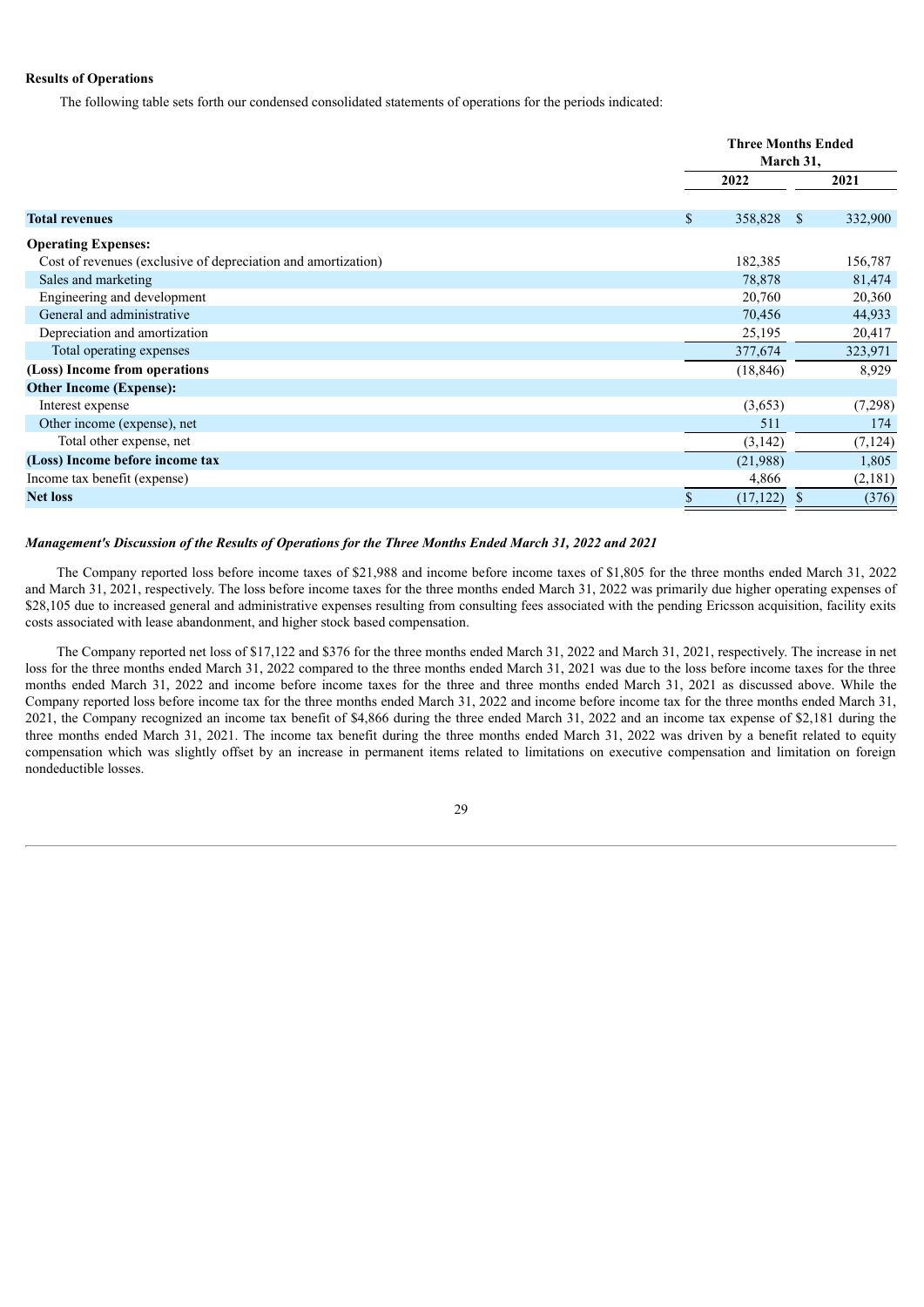**Results of Operations**

The following table sets forth our condensed consolidated statements of operations for the periods indicated:

| | Three Months Ended March 31, | |
|---|---|---|
| | 2022 | 2021 |
| **Total revenues** | $ 358,828 | $ 332,900 |
| **Operating Expenses:** | | |
| Cost of revenues (exclusive of depreciation and amortization) | 182,385 | 156,787 |
| Sales and marketing | 78,878 | 81,474 |
| Engineering and development | 20,760 | 20,360 |
| General and administrative | 70,456 | 44,933 |
| Depreciation and amortization | 25,195 | 20,417 |
| Total operating expenses | 377,674 | 323,971 |
| **(Loss) Income from operations** | (18,846) | 8,929 |
| **Other Income (Expense):** | | |
| Interest expense | (3,653) | (7,298) |
| Other income (expense), net | 511 | 174 |
| Total other expense, net | (3,142) | (7,124) |
| **(Loss) Income before income tax** | (21,988) | 1,805 |
| Income tax benefit (expense) | 4,866 | (2,181) |
| **Net loss** | $ (17,122) | $ (376) |

***Management's Discussion of the Results of Operations for the Three Months Ended March 31, 2022 and 2021***

The Company reported loss before income taxes of $21,988 and income before income taxes of $1,805 for the three months ended March 31, 2022 and March 31, 2021, respectively. The loss before income taxes for the three months ended March 31, 2022 was primarily due higher operating expenses of $28,105 due to increased general and administrative expenses resulting from consulting fees associated with the pending Ericsson acquisition, facility exits costs associated with lease abandonment, and higher stock based compensation.

The Company reported net loss of $17,122 and $376 for the three months ended March 31, 2022 and March 31, 2021, respectively. The increase in net loss for the three months ended March 31, 2022 compared to the three months ended March 31, 2021 was due to the loss before income taxes for the three months ended March 31, 2022 and income before income taxes for the three and three months ended March 31, 2021 as discussed above. While the Company reported loss before income tax for the three months ended March 31, 2022 and income before income tax for the three months ended March 31, 2021, the Company recognized an income tax benefit of $4,866 during the three ended March 31, 2022 and an income tax expense of $2,181 during the three months ended March 31, 2021. The income tax benefit during the three months ended March 31, 2022 was driven by a benefit related to equity compensation which was slightly offset by an increase in permanent items related to limitations on executive compensation and limitation on foreign nondeductible losses.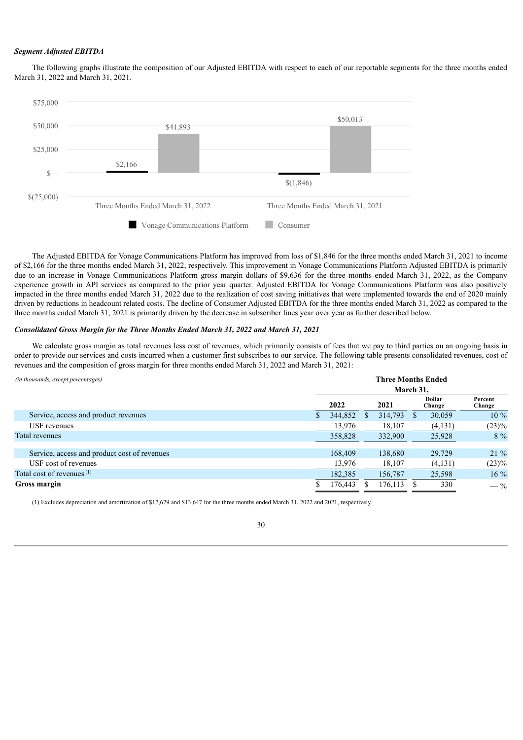***Segment Adjusted EBITDA***

The following graphs illustrate the composition of our Adjusted EBITDA with respect to each of our reportable segments for the three months ended March 31, 2022 and March 31, 2021.

| | Vonage Communications Platform | Consumer |
|---|---|---|
| Three Months Ended March 31, 2022 | $2,166 | $41,893 |
| Three Months Ended March 31, 2021 | $(1,846) | $50,013 |

The Adjusted EBITDA for Vonage Communications Platform has improved from loss of $1,846 for the three months ended March 31, 2021 to income of $2,166 for the three months ended March 31, 2022, respectively. This improvement in Vonage Communications Platform Adjusted EBITDA is primarily due to an increase in Vonage Communications Platform gross margin dollars of $9,636 for the three months ended March 31, 2022, as the Company experience growth in API services as compared to the prior year quarter. Adjusted EBITDA for Vonage Communications Platform was also positively impacted in the three months ended March 31, 2022 due to the realization of cost saving initiatives that were implemented towards the end of 2020 mainly driven by reductions in headcount related costs. The decline of Consumer Adjusted EBITDA for the three months ended March 31, 2022 as compared to the three months ended March 31, 2021 is primarily driven by the decrease in subscriber lines year over year as further described below.

***Consolidated Gross Margin for the Three Months Ended March 31, 2022 and March 31, 2021***

We calculate gross margin as total revenues less cost of revenues, which primarily consists of fees that we pay to third parties on an ongoing basis in order to provide our services and costs incurred when a customer first subscribes to our service. The following table presents consolidated revenues, cost of revenues and the composition of gross margin for three months ended March 31, 2022 and March 31, 2021:

| *(in thousands, except percentages)* | Three Months Ended March 31, | | | |
|---|---|---|---|---|
| | **2022** | **2021** | **Dollar Change** | **Percent Change** |
| Service, access and product revenues | $ 344,852 | $ 314,793 | $ 30,059 | 10 % |
| USF revenues | 13,976 | 18,107 | (4,131) | (23)% |
| Total revenues | 358,828 | 332,900 | 25,928 | 8 % |
| | | | | |
| Service, access and product cost of revenues | 168,409 | 138,680 | 29,729 | 21 % |
| USF cost of revenues | 13,976 | 18,107 | (4,131) | (23)% |
| Total cost of revenues [1] | 182,385 | 156,787 | 25,598 | 16 % |
| **Gross margin** | $ 176,443 | $ 176,113 | $ 330 | — % |

(1) Excludes depreciation and amortization of $17,679 and $13,647 for the three months ended March 31, 2022 and 2021, respectively.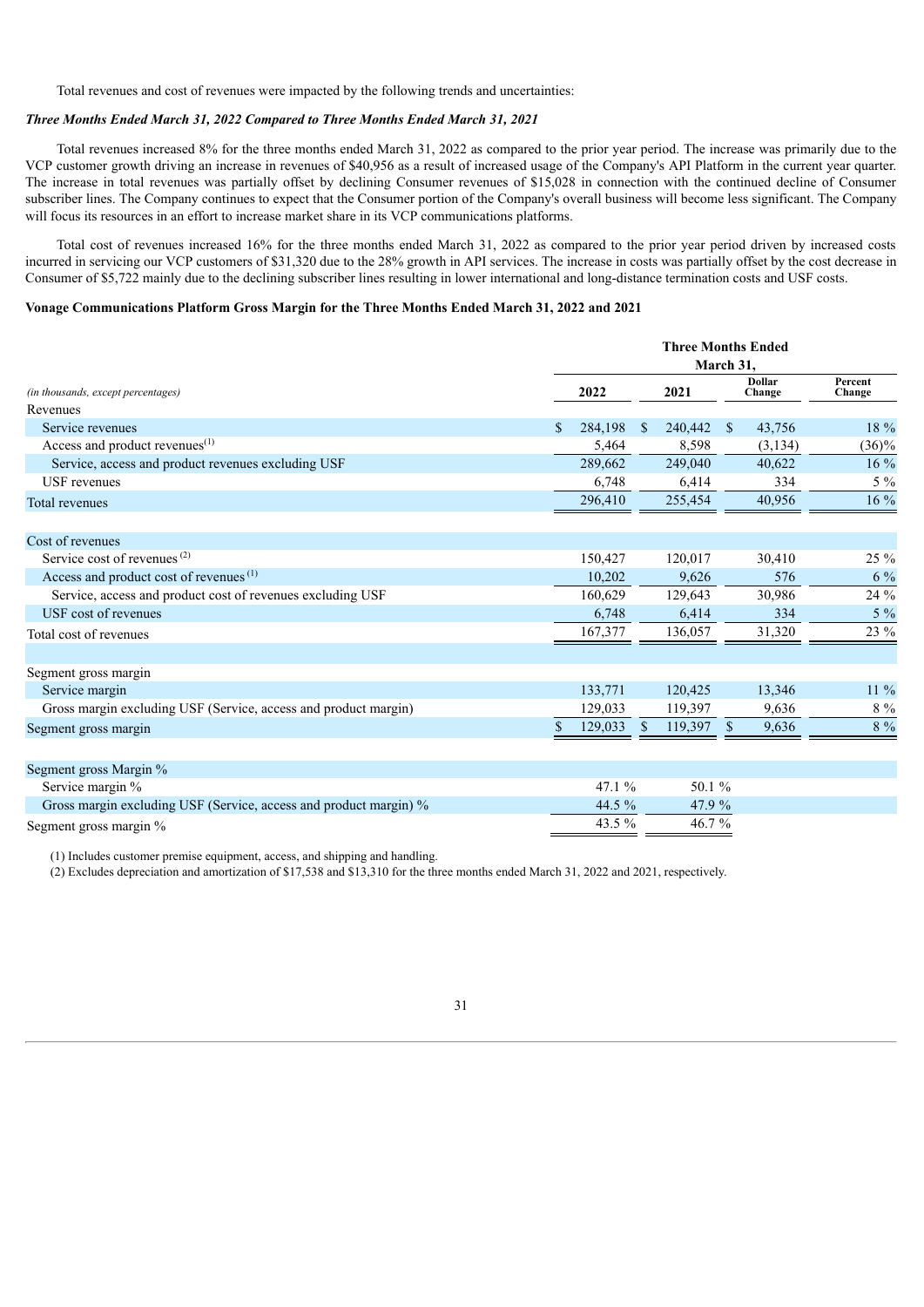Total revenues and cost of revenues were impacted by the following trends and uncertainties:

***Three Months Ended March 31, 2022 Compared to Three Months Ended March 31, 2021***

Total revenues increased 8% for the three months ended March 31, 2022 as compared to the prior year period. The increase was primarily due to the VCP customer growth driving an increase in revenues of $40,956 as a result of increased usage of the Company's API Platform in the current year quarter. The increase in total revenues was partially offset by declining Consumer revenues of $15,028 in connection with the continued decline of Consumer subscriber lines. The Company continues to expect that the Consumer portion of the Company's overall business will become less significant. The Company will focus its resources in an effort to increase market share in its VCP communications platforms.

Total cost of revenues increased 16% for the three months ended March 31, 2022 as compared to the prior year period driven by increased costs incurred in servicing our VCP customers of $31,320 due to the 28% growth in API services. The increase in costs was partially offset by the cost decrease in Consumer of $5,722 mainly due to the declining subscriber lines resulting in lower international and long-distance termination costs and USF costs.

**Vonage Communications Platform Gross Margin for the Three Months Ended March 31, 2022 and 2021**

| | Three Months Ended March 31, | | | |
|---|---|---|---|---|
| *(in thousands, except percentages)* | 2022 | 2021 | Dollar Change | Percent Change |
| Revenues | | | | |
| Service revenues | $ 284,198 | $ 240,442 | $ 43,756 | 18 % |
| Access and product revenues[1] | 5,464 | 8,598 | (3,134) | (36)% |
| Service, access and product revenues excluding USF | 289,662 | 249,040 | 40,622 | 16 % |
| USF revenues | 6,748 | 6,414 | 334 | 5 % |
| Total revenues | 296,410 | 255,454 | 40,956 | 16 % |
| | | | | |
| Cost of revenues | | | | |
| Service cost of revenues [2] | 150,427 | 120,017 | 30,410 | 25 % |
| Access and product cost of revenues [1] | 10,202 | 9,626 | 576 | 6 % |
| Service, access and product cost of revenues excluding USF | 160,629 | 129,643 | 30,986 | 24 % |
| USF cost of revenues | 6,748 | 6,414 | 334 | 5 % |
| Total cost of revenues | 167,377 | 136,057 | 31,320 | 23 % |
| | | | | |
| Segment gross margin | | | | |
| Service margin | 133,771 | 120,425 | 13,346 | 11 % |
| Gross margin excluding USF (Service, access and product margin) | 129,033 | 119,397 | 9,636 | 8 % |
| Segment gross margin | $ 129,033 | $ 119,397 | $ 9,636 | 8 % |
| | | | | |
| Segment gross Margin % | | | | |
| Service margin % | 47.1 % | 50.1 % | | |
| Gross margin excluding USF (Service, access and product margin) % | 44.5 % | 47.9 % | | |
| Segment gross margin % | 43.5 % | 46.7 % | | |

(1) Includes customer premise equipment, access, and shipping and handling.

(2) Excludes depreciation and amortization of $17,538 and $13,310 for the three months ended March 31, 2022 and 2021, respectively.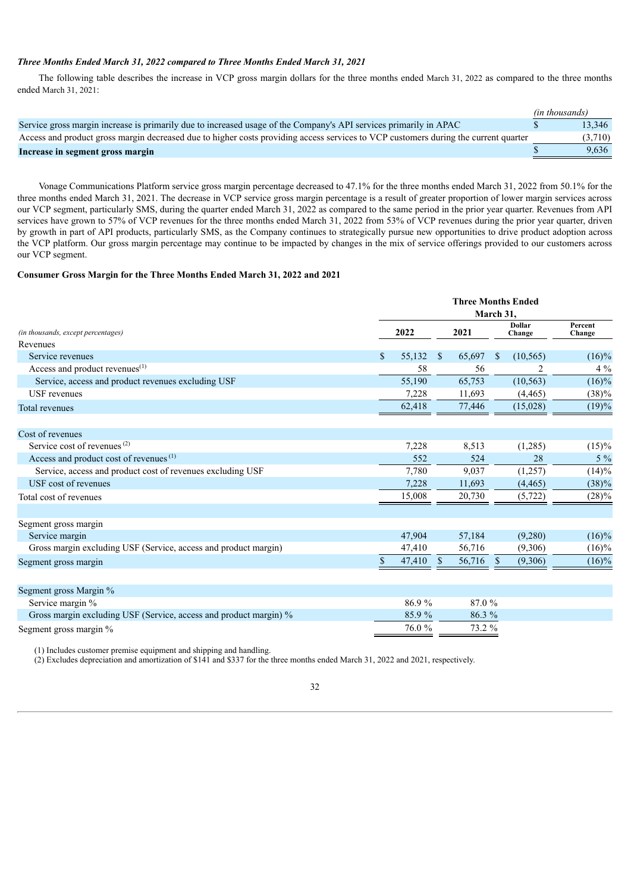***Three Months Ended March 31, 2022 compared to Three Months Ended March 31, 2021***

The following table describes the increase in VCP gross margin dollars for the three months ended March 31, 2022 as compared to the three months ended March 31, 2021:

| | *(in thousands)* |
|---|---|
| Service gross margin increase is primarily due to increased usage of the Company's API services primarily in APAC | $ 13,346 |
| Access and product gross margin decreased due to higher costs providing access services to VCP customers during the current quarter | (3,710) |
| **Increase in segment gross margin** | $ 9,636 |

Vonage Communications Platform service gross margin percentage decreased to 47.1% for the three months ended March 31, 2022 from 50.1% for the three months ended March 31, 2021. The decrease in VCP service gross margin percentage is a result of greater proportion of lower margin services across our VCP segment, particularly SMS, during the quarter ended March 31, 2022 as compared to the same period in the prior year quarter. Revenues from API services have grown to 57% of VCP revenues for the three months ended March 31, 2022 from 53% of VCP revenues during the prior year quarter, driven by growth in part of API products, particularly SMS, as the Company continues to strategically pursue new opportunities to drive product adoption across the VCP platform. Our gross margin percentage may continue to be impacted by changes in the mix of service offerings provided to our customers across our VCP segment.

**Consumer Gross Margin for the Three Months Ended March 31, 2022 and 2021**

| | Three Months Ended March 31, | | | |
|---|---|---|---|---|
| *(in thousands, except percentages)* | 2022 | 2021 | Dollar Change | Percent Change |
| Revenues | | | | |
| Service revenues | $ 55,132 | $ 65,697 | $ (10,565) | (16)% |
| Access and product revenues [1] | 58 | 56 | 2 | 4 % |
| Service, access and product revenues excluding USF | 55,190 | 65,753 | (10,563) | (16)% |
| USF revenues | 7,228 | 11,693 | (4,465) | (38)% |
| Total revenues | 62,418 | 77,446 | (15,028) | (19)% |
| | | | | |
| Cost of revenues | | | | |
| Service cost of revenues [2] | 7,228 | 8,513 | (1,285) | (15)% |
| Access and product cost of revenues [1] | 552 | 524 | 28 | 5 % |
| Service, access and product cost of revenues excluding USF | 7,780 | 9,037 | (1,257) | (14)% |
| USF cost of revenues | 7,228 | 11,693 | (4,465) | (38)% |
| Total cost of revenues | 15,008 | 20,730 | (5,722) | (28)% |
| | | | | |
| Segment gross margin | | | | |
| Service margin | 47,904 | 57,184 | (9,280) | (16)% |
| Gross margin excluding USF (Service, access and product margin) | 47,410 | 56,716 | (9,306) | (16)% |
| Segment gross margin | $ 47,410 | $ 56,716 | $ (9,306) | (16)% |
| | | | | |
| Segment gross Margin % | | | | |
| Service margin % | 86.9 % | 87.0 % | | |
| Gross margin excluding USF (Service, access and product margin) % | 85.9 % | 86.3 % | | |
| Segment gross margin % | 76.0 % | 73.2 % | | |

(1) Includes customer premise equipment and shipping and handling.
(2) Excludes depreciation and amortization of $141 and $337 for the three months ended March 31, 2022 and 2021, respectively.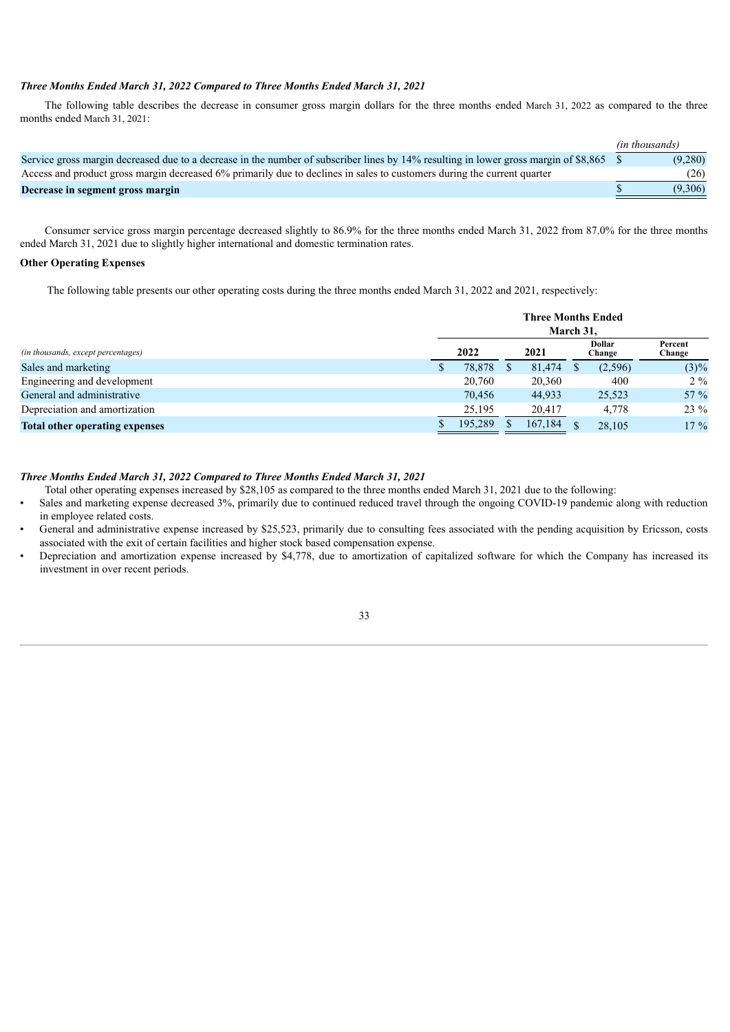***Three Months Ended March 31, 2022 Compared to Three Months Ended March 31, 2021***

The following table describes the decrease in consumer gross margin dollars for the three months ended March 31, 2022 as compared to the three months ended March 31, 2021:

| | *(in thousands)* |
|---|---|
| Service gross margin decreased due to a decrease in the number of subscriber lines by 14% resulting in lower gross margin of $8,865 | $ (9,280) |
| Access and product gross margin decreased 6% primarily due to declines in sales to customers during the current quarter | (26) |
| **Decrease in segment gross margin** | $ (9,306) |

Consumer service gross margin percentage decreased slightly to 86.9% for the three months ended March 31, 2022 from 87.0% for the three months ended March 31, 2021 due to slightly higher international and domestic termination rates.

**Other Operating Expenses**

The following table presents our other operating costs during the three months ended March 31, 2022 and 2021, respectively:

| | Three Months Ended March 31, | | | |
|---|---|---|---|---|
| *(in thousands, except percentages)* | **2022** | **2021** | **Dollar Change** | **Percent Change** |
| Sales and marketing | $ 78,878 | $ 81,474 | $ (2,596) | (3)% |
| Engineering and development | 20,760 | 20,360 | 400 | 2 % |
| General and administrative | 70,456 | 44,933 | 25,523 | 57 % |
| Depreciation and amortization | 25,195 | 20,417 | 4,778 | 23 % |
| **Total other operating expenses** | $ 195,289 | $ 167,184 | $ 28,105 | 17 % |

***Three Months Ended March 31, 2022 Compared to Three Months Ended March 31, 2021***

Total other operating expenses increased by $28,105 as compared to the three months ended March 31, 2021 due to the following:

- Sales and marketing expense decreased 3%, primarily due to continued reduced travel through the ongoing COVID-19 pandemic along with reduction in employee related costs.
- General and administrative expense increased by $25,523, primarily due to consulting fees associated with the pending acquisition by Ericsson, costs associated with the exit of certain facilities and higher stock based compensation expense.
- Depreciation and amortization expense increased by $4,778, due to amortization of capitalized software for which the Company has increased its investment in over recent periods.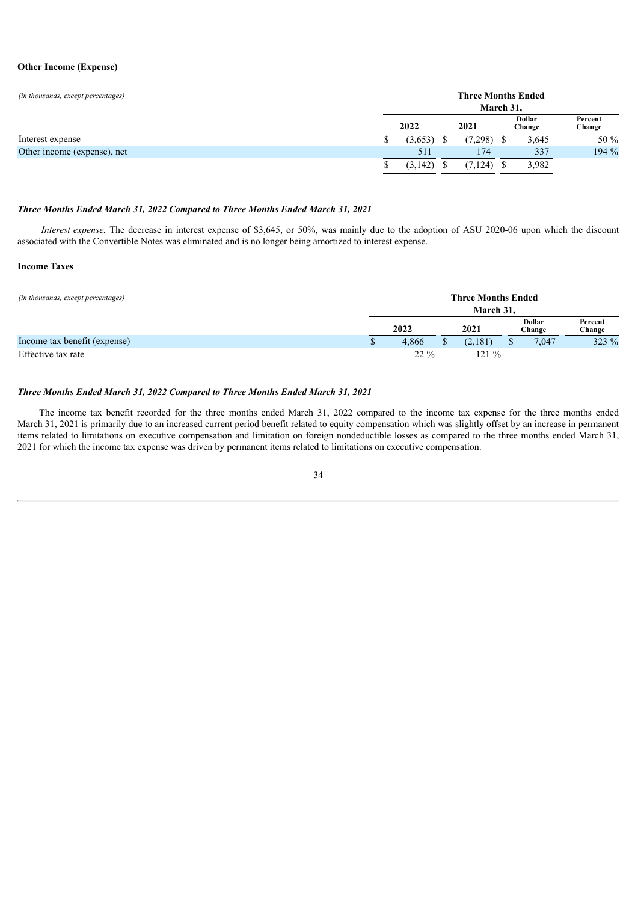**Other Income (Expense)**

| *(in thousands, except percentages)* | Three Months Ended March 31, | | | |
|---|---|---|---|---|
| | 2022 | 2021 | Dollar Change | Percent Change |
| Interest expense | $ (3,653) | $ (7,298) | $ 3,645 | 50 % |
| Other income (expense), net | 511 | 174 | 337 | 194 % |
| | $ (3,142) | $ (7,124) | $ 3,982 | |

***Three Months Ended March 31, 2022 Compared to Three Months Ended March 31, 2021***

*Interest expense.* The decrease in interest expense of $3,645, or 50%, was mainly due to the adoption of ASU 2020-06 upon which the discount associated with the Convertible Notes was eliminated and is no longer being amortized to interest expense.

**Income Taxes**

| *(in thousands, except percentages)* | Three Months Ended March 31, | | | |
|---|---|---|---|---|
| | 2022 | 2021 | Dollar Change | Percent Change |
| Income tax benefit (expense) | $ 4,866 | $ (2,181) | $ 7,047 | 323 % |
| Effective tax rate | 22 % | 121 % | | |

***Three Months Ended March 31, 2022 Compared to Three Months Ended March 31, 2021***

The income tax benefit recorded for the three months ended March 31, 2022 compared to the income tax expense for the three months ended March 31, 2021 is primarily due to an increased current period benefit related to equity compensation which was slightly offset by an increase in permanent items related to limitations on executive compensation and limitation on foreign nondeductible losses as compared to the three months ended March 31, 2021 for which the income tax expense was driven by permanent items related to limitations on executive compensation.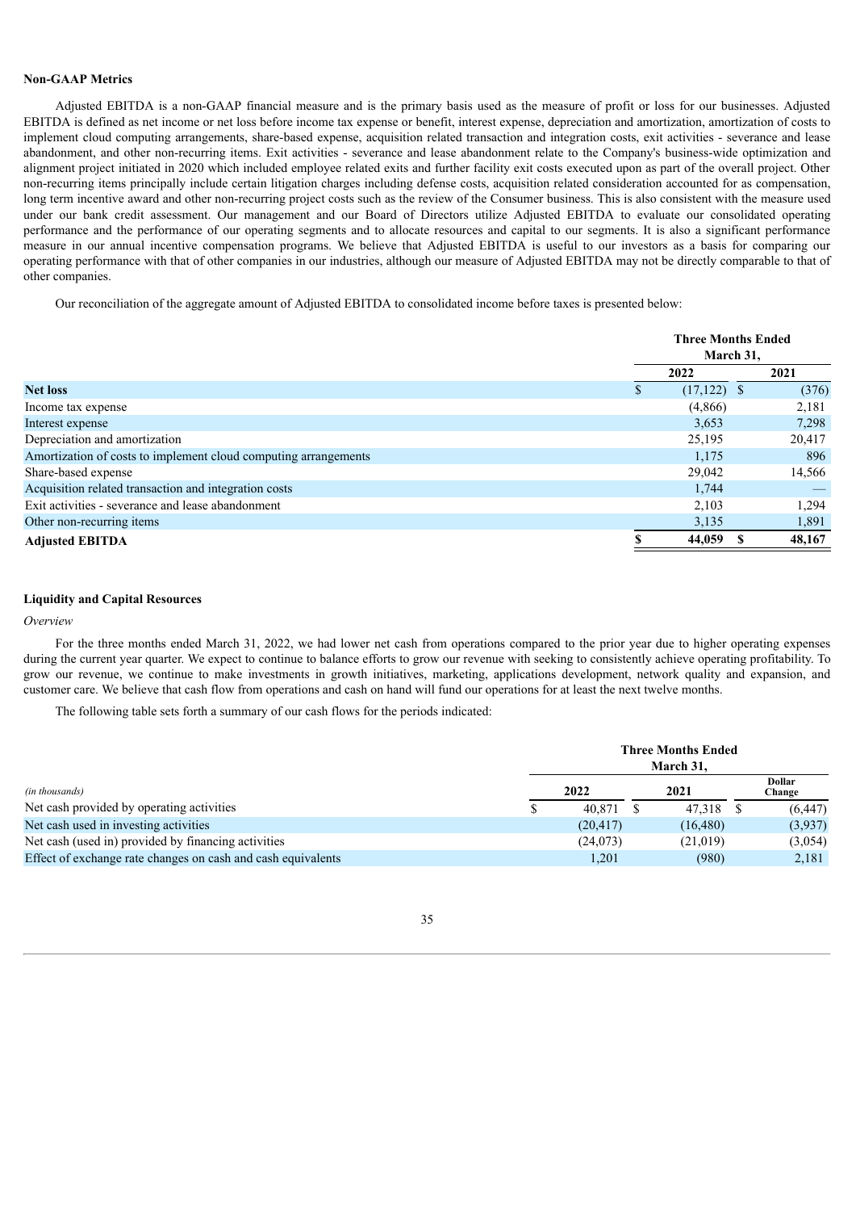**Non-GAAP Metrics**

Adjusted EBITDA is a non-GAAP financial measure and is the primary basis used as the measure of profit or loss for our businesses. Adjusted EBITDA is defined as net income or net loss before income tax expense or benefit, interest expense, depreciation and amortization, amortization of costs to implement cloud computing arrangements, share-based expense, acquisition related transaction and integration costs, exit activities - severance and lease abandonment, and other non-recurring items. Exit activities - severance and lease abandonment relate to the Company's business-wide optimization and alignment project initiated in 2020 which included employee related exits and further facility exit costs executed upon as part of the overall project. Other non-recurring items principally include certain litigation charges including defense costs, acquisition related consideration accounted for as compensation, long term incentive award and other non-recurring project costs such as the review of the Consumer business. This is also consistent with the measure used under our bank credit assessment. Our management and our Board of Directors utilize Adjusted EBITDA to evaluate our consolidated operating performance and the performance of our operating segments and to allocate resources and capital to our segments. It is also a significant performance measure in our annual incentive compensation programs. We believe that Adjusted EBITDA is useful to our investors as a basis for comparing our operating performance with that of other companies in our industries, although our measure of Adjusted EBITDA may not be directly comparable to that of other companies.

Our reconciliation of the aggregate amount of Adjusted EBITDA to consolidated income before taxes is presented below:

| | Three Months Ended March 31, | |
|---|---|---|
| | 2022 | 2021 |
| **Net loss** | $ (17,122) | $ (376) |
| Income tax expense | (4,866) | 2,181 |
| Interest expense | 3,653 | 7,298 |
| Depreciation and amortization | 25,195 | 20,417 |
| Amortization of costs to implement cloud computing arrangements | 1,175 | 896 |
| Share-based expense | 29,042 | 14,566 |
| Acquisition related transaction and integration costs | 1,744 | — |
| Exit activities - severance and lease abandonment | 2,103 | 1,294 |
| Other non-recurring items | 3,135 | 1,891 |
| **Adjusted EBITDA** | **$ 44,059** | **$ 48,167** |

**Liquidity and Capital Resources**

*Overview*

For the three months ended March 31, 2022, we had lower net cash from operations compared to the prior year due to higher operating expenses during the current year quarter. We expect to continue to balance efforts to grow our revenue with seeking to consistently achieve operating profitability. To grow our revenue, we continue to make investments in growth initiatives, marketing, applications development, network quality and expansion, and customer care. We believe that cash flow from operations and cash on hand will fund our operations for at least the next twelve months.

The following table sets forth a summary of our cash flows for the periods indicated:

| | Three Months Ended March 31, | | |
|---|---|---|---|
| *(in thousands)* | 2022 | 2021 | Dollar Change |
| Net cash provided by operating activities | $ 40,871 | $ 47,318 | $ (6,447) |
| Net cash used in investing activities | (20,417) | (16,480) | (3,937) |
| Net cash (used in) provided by financing activities | (24,073) | (21,019) | (3,054) |
| Effect of exchange rate changes on cash and cash equivalents | 1,201 | (980) | 2,181 |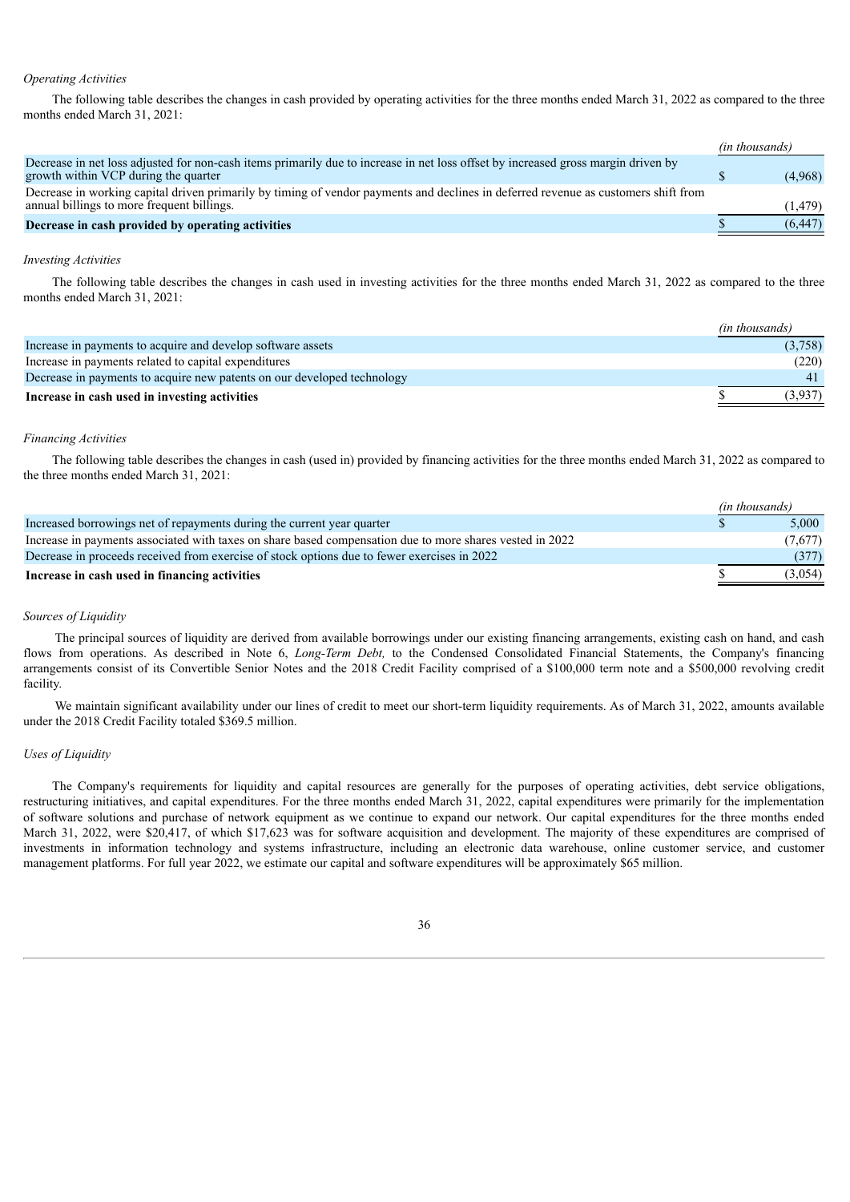*Operating Activities*

The following table describes the changes in cash provided by operating activities for the three months ended March 31, 2022 as compared to the three months ended March 31, 2021:

| | *(in thousands)* |
|---|---|
| Decrease in net loss adjusted for non-cash items primarily due to increase in net loss offset by increased gross margin driven by growth within VCP during the quarter | $ (4,968) |
| Decrease in working capital driven primarily by timing of vendor payments and declines in deferred revenue as customers shift from annual billings to more frequent billings. | (1,479) |
| **Decrease in cash provided by operating activities** | **$ (6,447)** |

*Investing Activities*

The following table describes the changes in cash used in investing activities for the three months ended March 31, 2022 as compared to the three months ended March 31, 2021:

| | *(in thousands)* |
|---|---|
| Increase in payments to acquire and develop software assets | (3,758) |
| Increase in payments related to capital expenditures | (220) |
| Decrease in payments to acquire new patents on our developed technology | 41 |
| **Increase in cash used in investing activities** | **$ (3,937)** |

*Financing Activities*

The following table describes the changes in cash (used in) provided by financing activities for the three months ended March 31, 2022 as compared to the three months ended March 31, 2021:

| | *(in thousands)* |
|---|---|
| Increased borrowings net of repayments during the current year quarter | $ 5,000 |
| Increase in payments associated with taxes on share based compensation due to more shares vested in 2022 | (7,677) |
| Decrease in proceeds received from exercise of stock options due to fewer exercises in 2022 | (377) |
| **Increase in cash used in financing activities** | **$ (3,054)** |

*Sources of Liquidity*

The principal sources of liquidity are derived from available borrowings under our existing financing arrangements, existing cash on hand, and cash flows from operations. As described in Note 6, *Long-Term Debt,* to the Condensed Consolidated Financial Statements, the Company's financing arrangements consist of its Convertible Senior Notes and the 2018 Credit Facility comprised of a $100,000 term note and a $500,000 revolving credit facility.

We maintain significant availability under our lines of credit to meet our short-term liquidity requirements. As of March 31, 2022, amounts available under the 2018 Credit Facility totaled $369.5 million.

*Uses of Liquidity*

The Company's requirements for liquidity and capital resources are generally for the purposes of operating activities, debt service obligations, restructuring initiatives, and capital expenditures. For the three months ended March 31, 2022, capital expenditures were primarily for the implementation of software solutions and purchase of network equipment as we continue to expand our network. Our capital expenditures for the three months ended March 31, 2022, were $20,417, of which $17,623 was for software acquisition and development. The majority of these expenditures are comprised of investments in information technology and systems infrastructure, including an electronic data warehouse, online customer service, and customer management platforms. For full year 2022, we estimate our capital and software expenditures will be approximately $65 million.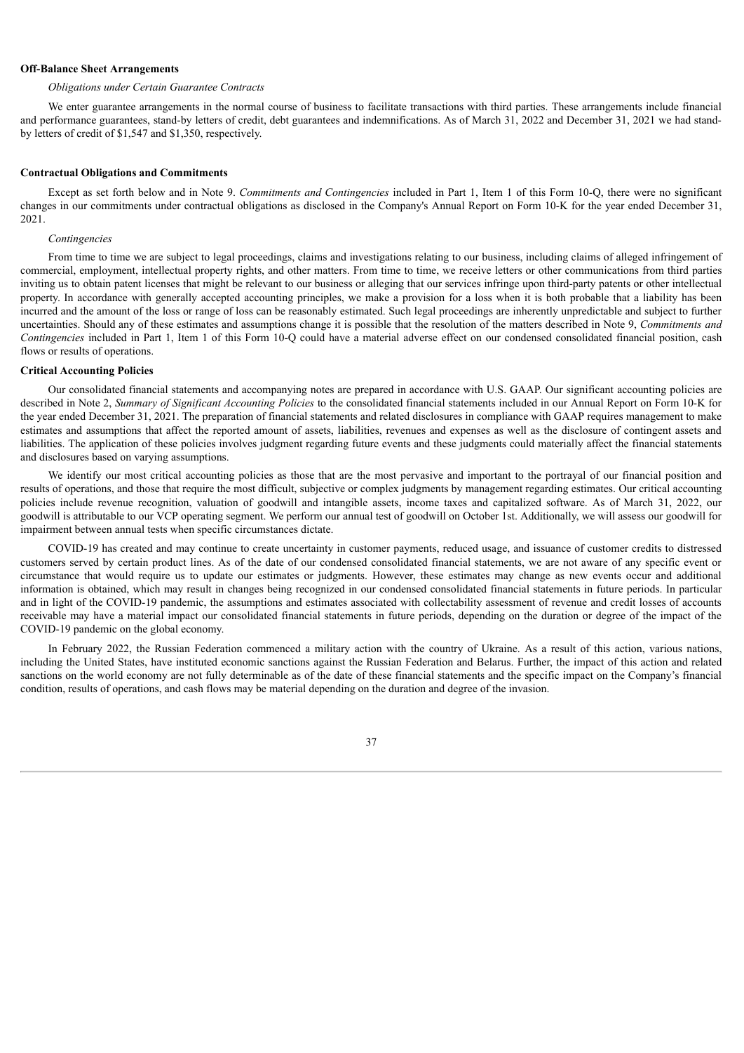**Off-Balance Sheet Arrangements**

*Obligations under Certain Guarantee Contracts*

We enter guarantee arrangements in the normal course of business to facilitate transactions with third parties. These arrangements include financial and performance guarantees, stand-by letters of credit, debt guarantees and indemnifications. As of March 31, 2022 and December 31, 2021 we had stand-by letters of credit of $1,547 and $1,350, respectively.

**Contractual Obligations and Commitments**

Except as set forth below and in Note 9. *Commitments and Contingencies* included in Part 1, Item 1 of this Form 10-Q, there were no significant changes in our commitments under contractual obligations as disclosed in the Company's Annual Report on Form 10-K for the year ended December 31, 2021.

*Contingencies*

From time to time we are subject to legal proceedings, claims and investigations relating to our business, including claims of alleged infringement of commercial, employment, intellectual property rights, and other matters. From time to time, we receive letters or other communications from third parties inviting us to obtain patent licenses that might be relevant to our business or alleging that our services infringe upon third-party patents or other intellectual property. In accordance with generally accepted accounting principles, we make a provision for a loss when it is both probable that a liability has been incurred and the amount of the loss or range of loss can be reasonably estimated. Such legal proceedings are inherently unpredictable and subject to further uncertainties. Should any of these estimates and assumptions change it is possible that the resolution of the matters described in Note 9, *Commitments and Contingencies* included in Part 1, Item 1 of this Form 10-Q could have a material adverse effect on our condensed consolidated financial position, cash flows or results of operations.

**Critical Accounting Policies**

Our consolidated financial statements and accompanying notes are prepared in accordance with U.S. GAAP. Our significant accounting policies are described in Note 2, *Summary of Significant Accounting Policies* to the consolidated financial statements included in our Annual Report on Form 10-K for the year ended December 31, 2021. The preparation of financial statements and related disclosures in compliance with GAAP requires management to make estimates and assumptions that affect the reported amount of assets, liabilities, revenues and expenses as well as the disclosure of contingent assets and liabilities. The application of these policies involves judgment regarding future events and these judgments could materially affect the financial statements and disclosures based on varying assumptions.

We identify our most critical accounting policies as those that are the most pervasive and important to the portrayal of our financial position and results of operations, and those that require the most difficult, subjective or complex judgments by management regarding estimates. Our critical accounting policies include revenue recognition, valuation of goodwill and intangible assets, income taxes and capitalized software. As of March 31, 2022, our goodwill is attributable to our VCP operating segment. We perform our annual test of goodwill on October 1st. Additionally, we will assess our goodwill for impairment between annual tests when specific circumstances dictate.

COVID-19 has created and may continue to create uncertainty in customer payments, reduced usage, and issuance of customer credits to distressed customers served by certain product lines. As of the date of our condensed consolidated financial statements, we are not aware of any specific event or circumstance that would require us to update our estimates or judgments. However, these estimates may change as new events occur and additional information is obtained, which may result in changes being recognized in our condensed consolidated financial statements in future periods. In particular and in light of the COVID-19 pandemic, the assumptions and estimates associated with collectability assessment of revenue and credit losses of accounts receivable may have a material impact our consolidated financial statements in future periods, depending on the duration or degree of the impact of the COVID-19 pandemic on the global economy.

In February 2022, the Russian Federation commenced a military action with the country of Ukraine. As a result of this action, various nations, including the United States, have instituted economic sanctions against the Russian Federation and Belarus. Further, the impact of this action and related sanctions on the world economy are not fully determinable as of the date of these financial statements and the specific impact on the Company's financial condition, results of operations, and cash flows may be material depending on the duration and degree of the invasion.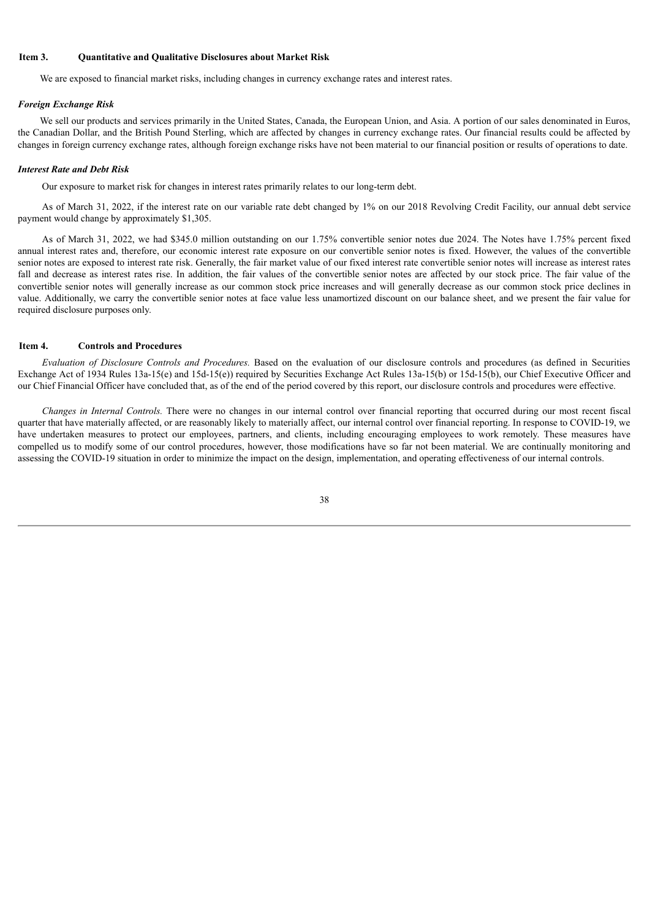## Item 3. Quantitative and Qualitative Disclosures about Market Risk

We are exposed to financial market risks, including changes in currency exchange rates and interest rates.

### *Foreign Exchange Risk*

We sell our products and services primarily in the United States, Canada, the European Union, and Asia. A portion of our sales denominated in Euros, the Canadian Dollar, and the British Pound Sterling, which are affected by changes in currency exchange rates. Our financial results could be affected by changes in foreign currency exchange rates, although foreign exchange risks have not been material to our financial position or results of operations to date.

### *Interest Rate and Debt Risk*

Our exposure to market risk for changes in interest rates primarily relates to our long-term debt.

As of March 31, 2022, if the interest rate on our variable rate debt changed by 1% on our 2018 Revolving Credit Facility, our annual debt service payment would change by approximately $1,305.

As of March 31, 2022, we had $345.0 million outstanding on our 1.75% convertible senior notes due 2024. The Notes have 1.75% percent fixed annual interest rates and, therefore, our economic interest rate exposure on our convertible senior notes is fixed. However, the values of the convertible senior notes are exposed to interest rate risk. Generally, the fair market value of our fixed interest rate convertible senior notes will increase as interest rates fall and decrease as interest rates rise. In addition, the fair values of the convertible senior notes are affected by our stock price. The fair value of the convertible senior notes will generally increase as our common stock price increases and will generally decrease as our common stock price declines in value. Additionally, we carry the convertible senior notes at face value less unamortized discount on our balance sheet, and we present the fair value for required disclosure purposes only.

## Item 4. Controls and Procedures

*Evaluation of Disclosure Controls and Procedures.* Based on the evaluation of our disclosure controls and procedures (as defined in Securities Exchange Act of 1934 Rules 13a-15(e) and 15d-15(e)) required by Securities Exchange Act Rules 13a-15(b) or 15d-15(b), our Chief Executive Officer and our Chief Financial Officer have concluded that, as of the end of the period covered by this report, our disclosure controls and procedures were effective.

*Changes in Internal Controls.* There were no changes in our internal control over financial reporting that occurred during our most recent fiscal quarter that have materially affected, or are reasonably likely to materially affect, our internal control over financial reporting. In response to COVID-19, we have undertaken measures to protect our employees, partners, and clients, including encouraging employees to work remotely. These measures have compelled us to modify some of our control procedures, however, those modifications have so far not been material. We are continually monitoring and assessing the COVID-19 situation in order to minimize the impact on the design, implementation, and operating effectiveness of our internal controls.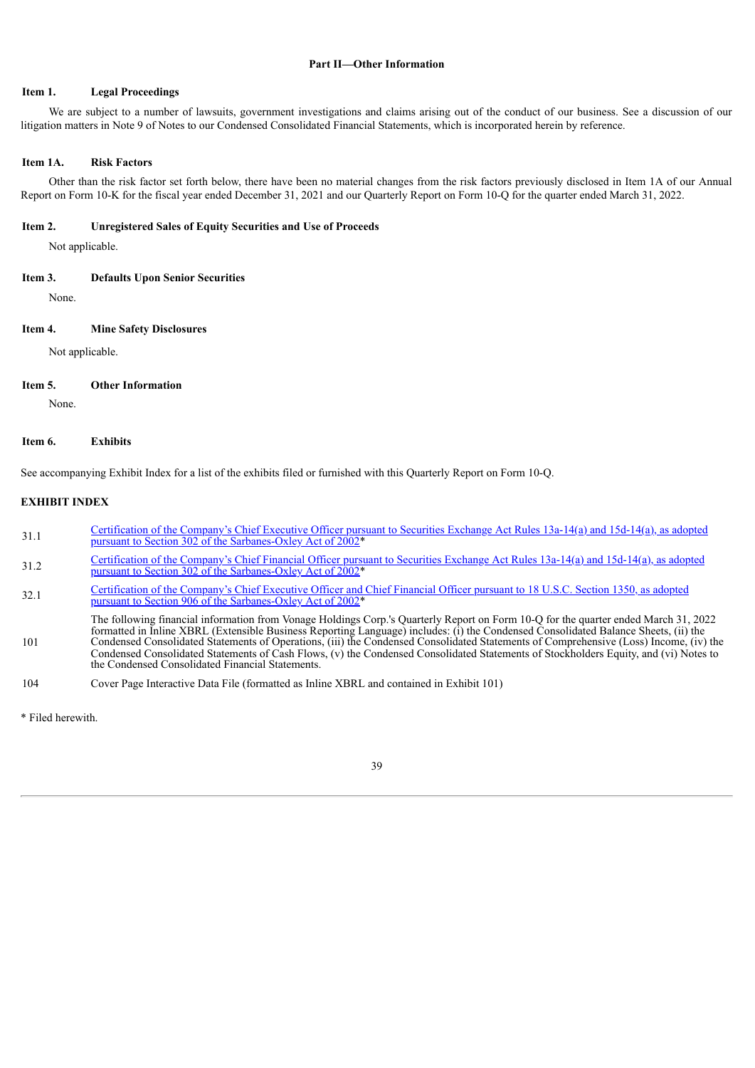## Part II—Other Information

### Item 1. Legal Proceedings

We are subject to a number of lawsuits, government investigations and claims arising out of the conduct of our business. See a discussion of our litigation matters in Note 9 of Notes to our Condensed Consolidated Financial Statements, which is incorporated herein by reference.

### Item 1A. Risk Factors

Other than the risk factor set forth below, there have been no material changes from the risk factors previously disclosed in Item 1A of our Annual Report on Form 10-K for the fiscal year ended December 31, 2021 and our Quarterly Report on Form 10-Q for the quarter ended March 31, 2022.

### Item 2. Unregistered Sales of Equity Securities and Use of Proceeds

Not applicable.

### Item 3. Defaults Upon Senior Securities

None.

### Item 4. Mine Safety Disclosures

Not applicable.

### Item 5. Other Information

None.

### Item 6. Exhibits

See accompanying Exhibit Index for a list of the exhibits filed or furnished with this Quarterly Report on Form 10-Q.

**EXHIBIT INDEX**

| | |
|---|---|
| 31.1 | Certification of the Company's Chief Executive Officer pursuant to Securities Exchange Act Rules 13a-14(a) and 15d-14(a), as adopted pursuant to Section 302 of the Sarbanes-Oxley Act of 2002* |
| 31.2 | Certification of the Company's Chief Financial Officer pursuant to Securities Exchange Act Rules 13a-14(a) and 15d-14(a), as adopted pursuant to Section 302 of the Sarbanes-Oxley Act of 2002* |
| 32.1 | Certification of the Company's Chief Executive Officer and Chief Financial Officer pursuant to 18 U.S.C. Section 1350, as adopted pursuant to Section 906 of the Sarbanes-Oxley Act of 2002* |
| 101 | The following financial information from Vonage Holdings Corp.'s Quarterly Report on Form 10-Q for the quarter ended March 31, 2022 formatted in Inline XBRL (Extensible Business Reporting Language) includes: (i) the Condensed Consolidated Balance Sheets, (ii) the Condensed Consolidated Statements of Operations, (iii) the Condensed Consolidated Statements of Comprehensive (Loss) Income, (iv) the Condensed Consolidated Statements of Cash Flows, (v) the Condensed Consolidated Statements of Stockholders Equity, and (vi) Notes to the Condensed Consolidated Financial Statements. |
| 104 | Cover Page Interactive Data File (formatted as Inline XBRL and contained in Exhibit 101) |

* Filed herewith.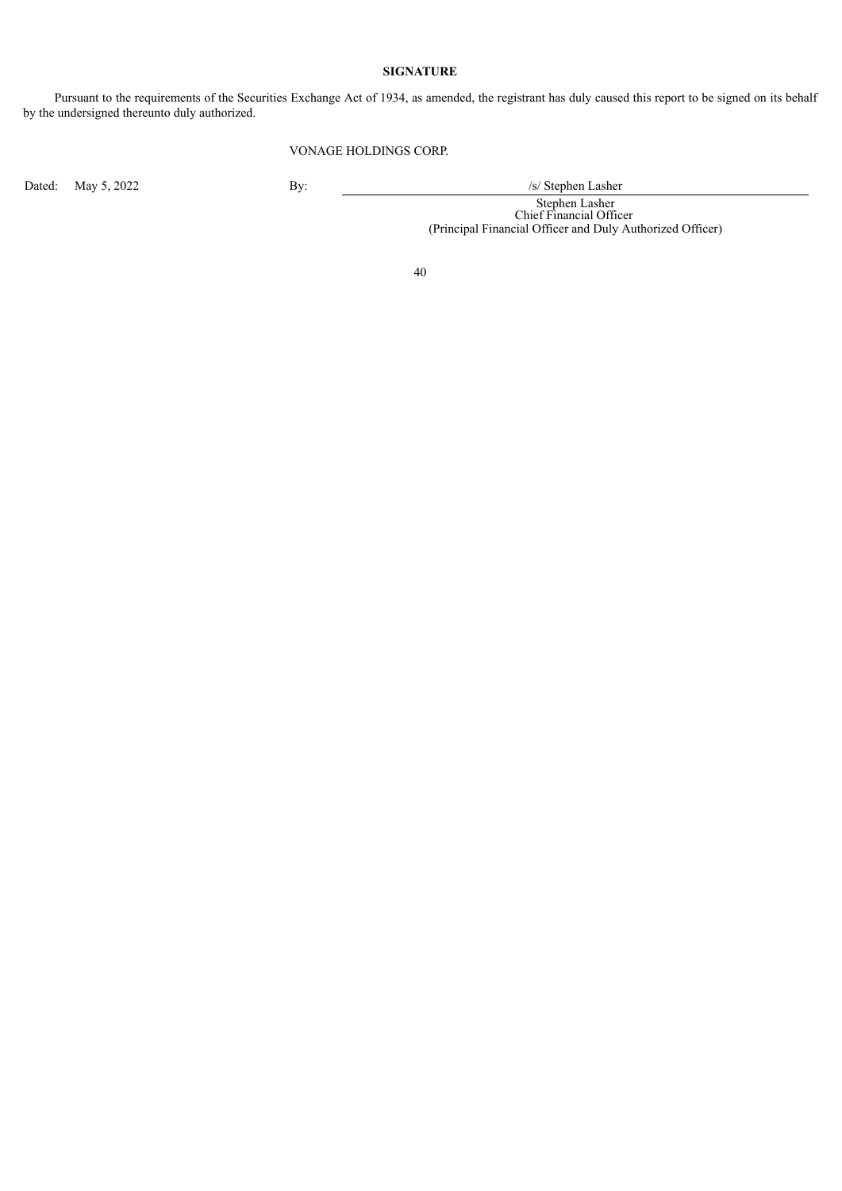**SIGNATURE**

Pursuant to the requirements of the Securities Exchange Act of 1934, as amended, the registrant has duly caused this report to be signed on its behalf by the undersigned thereunto duly authorized.

VONAGE HOLDINGS CORP.

Dated: May 5, 2022

By: /s/ Stephen Lasher

Stephen Lasher
Chief Financial Officer
(Principal Financial Officer and Duly Authorized Officer)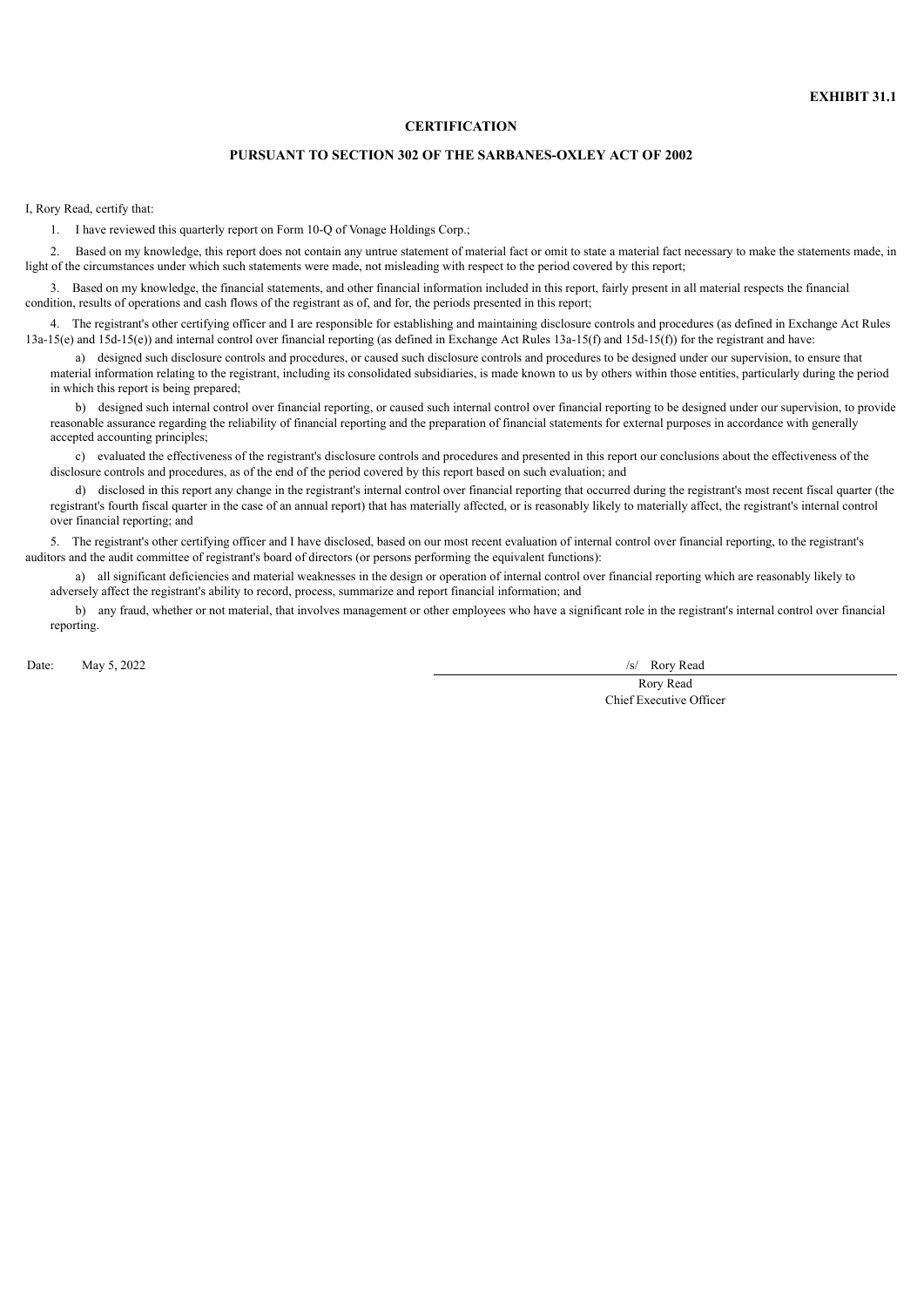**EXHIBIT 31.1**

**CERTIFICATION**

**PURSUANT TO SECTION 302 OF THE SARBANES-OXLEY ACT OF 2002**

I, Rory Read, certify that:

1. I have reviewed this quarterly report on Form 10-Q of Vonage Holdings Corp.;

2. Based on my knowledge, this report does not contain any untrue statement of material fact or omit to state a material fact necessary to make the statements made, in light of the circumstances under which such statements were made, not misleading with respect to the period covered by this report;

3. Based on my knowledge, the financial statements, and other financial information included in this report, fairly present in all material respects the financial condition, results of operations and cash flows of the registrant as of, and for, the periods presented in this report;

4. The registrant's other certifying officer and I are responsible for establishing and maintaining disclosure controls and procedures (as defined in Exchange Act Rules 13a-15(e) and 15d-15(e)) and internal control over financial reporting (as defined in Exchange Act Rules 13a-15(f) and 15d-15(f)) for the registrant and have:

a) designed such disclosure controls and procedures, or caused such disclosure controls and procedures to be designed under our supervision, to ensure that material information relating to the registrant, including its consolidated subsidiaries, is made known to us by others within those entities, particularly during the period in which this report is being prepared;

b) designed such internal control over financial reporting, or caused such internal control over financial reporting to be designed under our supervision, to provide reasonable assurance regarding the reliability of financial reporting and the preparation of financial statements for external purposes in accordance with generally accepted accounting principles;

c) evaluated the effectiveness of the registrant's disclosure controls and procedures and presented in this report our conclusions about the effectiveness of the disclosure controls and procedures, as of the end of the period covered by this report based on such evaluation; and

d) disclosed in this report any change in the registrant's internal control over financial reporting that occurred during the registrant's most recent fiscal quarter (the registrant's fourth fiscal quarter in the case of an annual report) that has materially affected, or is reasonably likely to materially affect, the registrant's internal control over financial reporting; and

5. The registrant's other certifying officer and I have disclosed, based on our most recent evaluation of internal control over financial reporting, to the registrant's auditors and the audit committee of registrant's board of directors (or persons performing the equivalent functions):

a) all significant deficiencies and material weaknesses in the design or operation of internal control over financial reporting which are reasonably likely to adversely affect the registrant's ability to record, process, summarize and report financial information; and

b) any fraud, whether or not material, that involves management or other employees who have a significant role in the registrant's internal control over financial reporting.

Date: May 5, 2022

/s/ Rory Read

Rory Read
Chief Executive Officer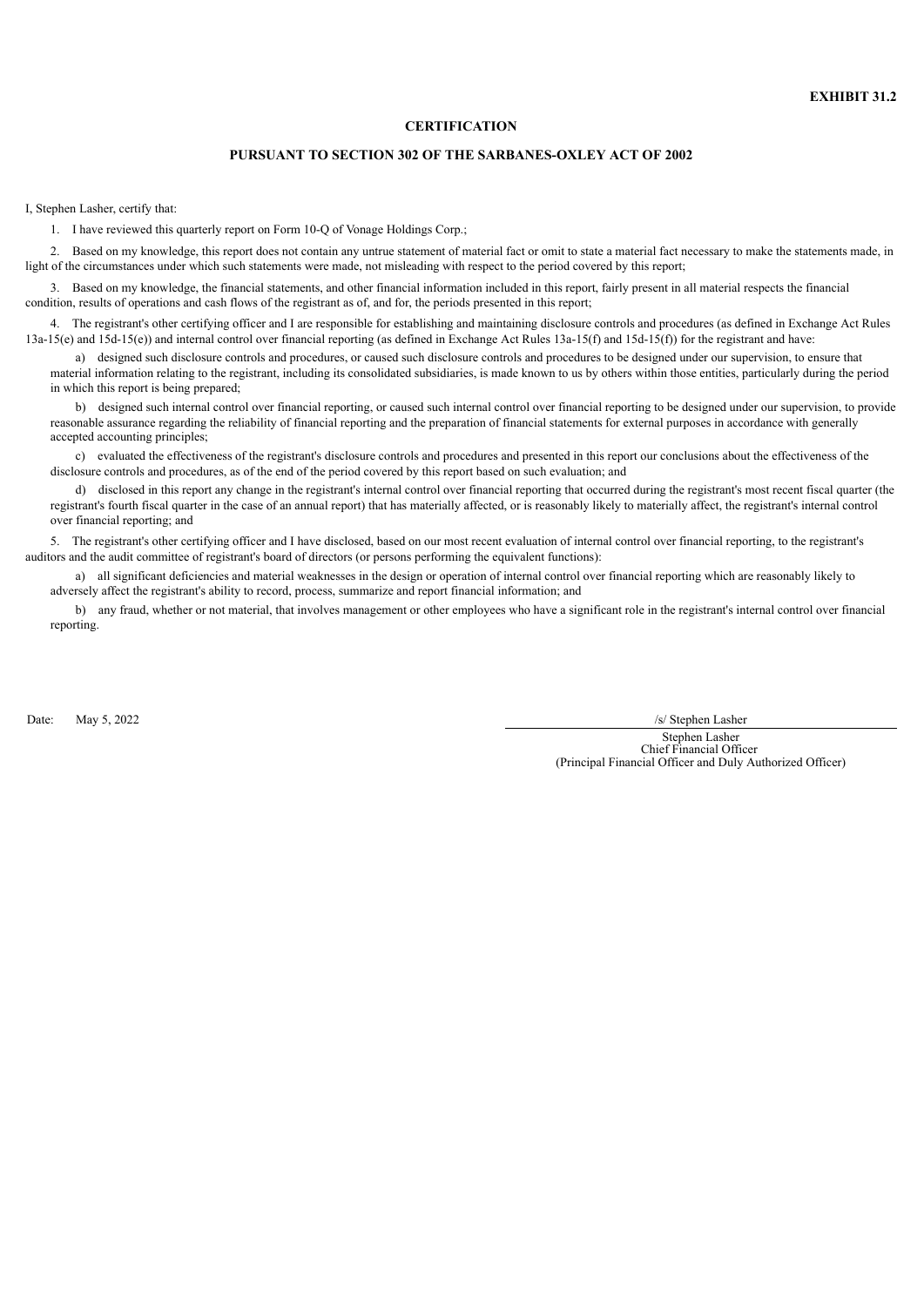**EXHIBIT 31.2**

**CERTIFICATION**

**PURSUANT TO SECTION 302 OF THE SARBANES-OXLEY ACT OF 2002**

I, Stephen Lasher, certify that:

1. I have reviewed this quarterly report on Form 10-Q of Vonage Holdings Corp.;

2. Based on my knowledge, this report does not contain any untrue statement of material fact or omit to state a material fact necessary to make the statements made, in light of the circumstances under which such statements were made, not misleading with respect to the period covered by this report;

3. Based on my knowledge, the financial statements, and other financial information included in this report, fairly present in all material respects the financial condition, results of operations and cash flows of the registrant as of, and for, the periods presented in this report;

4. The registrant's other certifying officer and I are responsible for establishing and maintaining disclosure controls and procedures (as defined in Exchange Act Rules 13a-15(e) and 15d-15(e)) and internal control over financial reporting (as defined in Exchange Act Rules 13a-15(f) and 15d-15(f)) for the registrant and have:

a) designed such disclosure controls and procedures, or caused such disclosure controls and procedures to be designed under our supervision, to ensure that material information relating to the registrant, including its consolidated subsidiaries, is made known to us by others within those entities, particularly during the period in which this report is being prepared;

b) designed such internal control over financial reporting, or caused such internal control over financial reporting to be designed under our supervision, to provide reasonable assurance regarding the reliability of financial reporting and the preparation of financial statements for external purposes in accordance with generally accepted accounting principles;

c) evaluated the effectiveness of the registrant's disclosure controls and procedures and presented in this report our conclusions about the effectiveness of the disclosure controls and procedures, as of the end of the period covered by this report based on such evaluation; and

d) disclosed in this report any change in the registrant's internal control over financial reporting that occurred during the registrant's most recent fiscal quarter (the registrant's fourth fiscal quarter in the case of an annual report) that has materially affected, or is reasonably likely to materially affect, the registrant's internal control over financial reporting; and

5. The registrant's other certifying officer and I have disclosed, based on our most recent evaluation of internal control over financial reporting, to the registrant's auditors and the audit committee of registrant's board of directors (or persons performing the equivalent functions):

a) all significant deficiencies and material weaknesses in the design or operation of internal control over financial reporting which are reasonably likely to adversely affect the registrant's ability to record, process, summarize and report financial information; and

b) any fraud, whether or not material, that involves management or other employees who have a significant role in the registrant's internal control over financial reporting.

Date: May 5, 2022

/s/ Stephen Lasher

Stephen Lasher
Chief Financial Officer
(Principal Financial Officer and Duly Authorized Officer)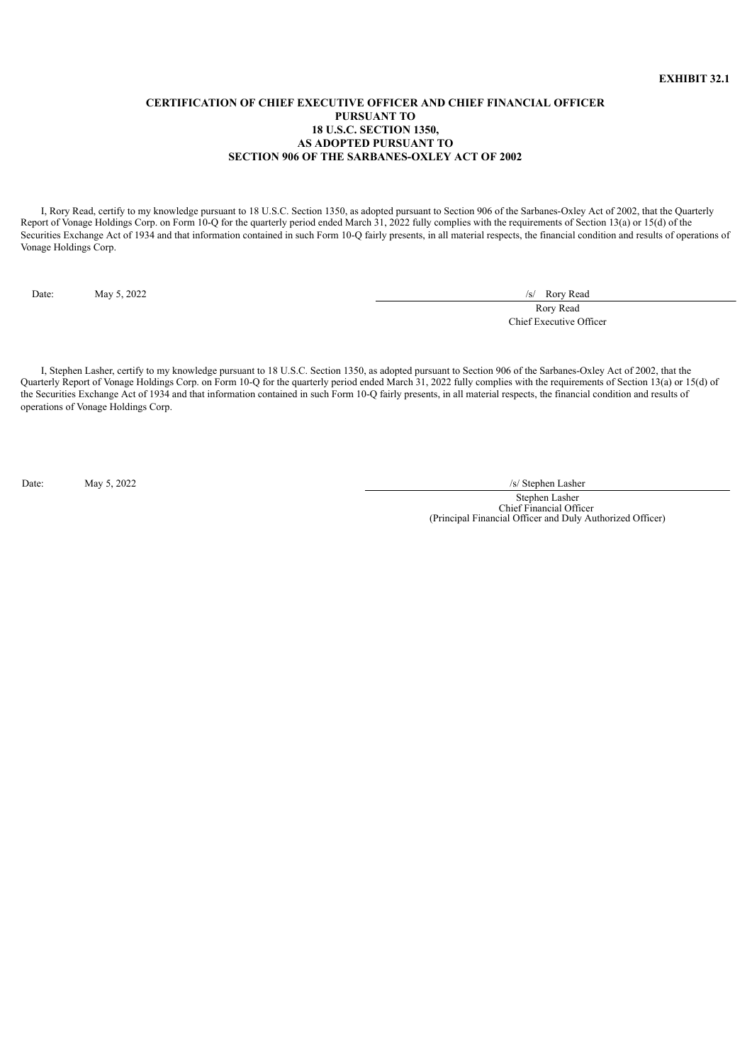**EXHIBIT 32.1**

**CERTIFICATION OF CHIEF EXECUTIVE OFFICER AND CHIEF FINANCIAL OFFICER PURSUANT TO 18 U.S.C. SECTION 1350, AS ADOPTED PURSUANT TO SECTION 906 OF THE SARBANES-OXLEY ACT OF 2002**

I, Rory Read, certify to my knowledge pursuant to 18 U.S.C. Section 1350, as adopted pursuant to Section 906 of the Sarbanes-Oxley Act of 2002, that the Quarterly Report of Vonage Holdings Corp. on Form 10-Q for the quarterly period ended March 31, 2022 fully complies with the requirements of Section 13(a) or 15(d) of the Securities Exchange Act of 1934 and that information contained in such Form 10-Q fairly presents, in all material respects, the financial condition and results of operations of Vonage Holdings Corp.

Date: May 5, 2022

/s/ Rory Read

Rory Read
Chief Executive Officer

I, Stephen Lasher, certify to my knowledge pursuant to 18 U.S.C. Section 1350, as adopted pursuant to Section 906 of the Sarbanes-Oxley Act of 2002, that the Quarterly Report of Vonage Holdings Corp. on Form 10-Q for the quarterly period ended March 31, 2022 fully complies with the requirements of Section 13(a) or 15(d) of the Securities Exchange Act of 1934 and that information contained in such Form 10-Q fairly presents, in all material respects, the financial condition and results of operations of Vonage Holdings Corp.

Date: May 5, 2022

/s/ Stephen Lasher

Stephen Lasher
Chief Financial Officer
(Principal Financial Officer and Duly Authorized Officer)